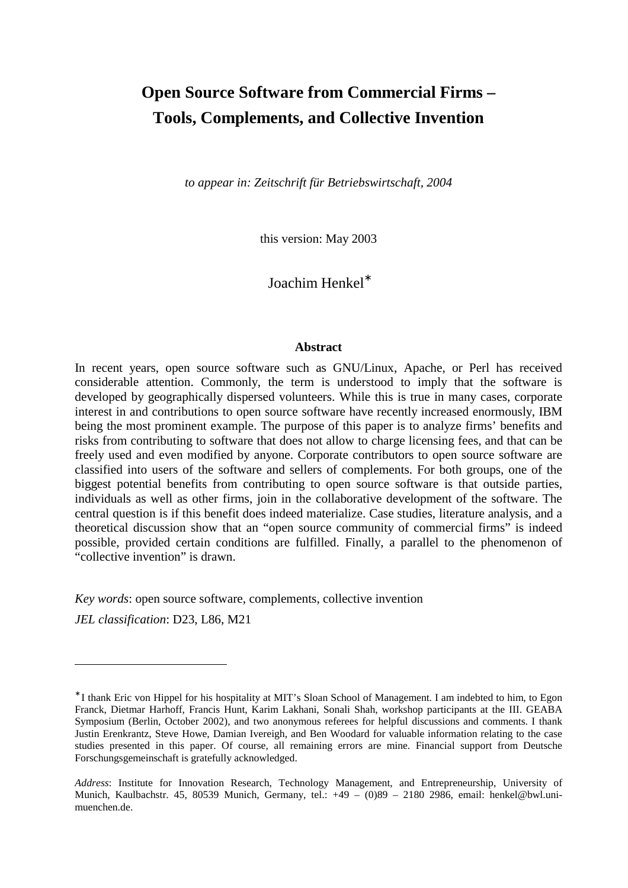# Open Source Software from Commercial Firms – Tools, Complements, and Collective Invention

*to appear in: Zeitschrift für Betriebswirtschaft, 2004*

this version: May 2003

Joachim Henkel*

### Abstract

In recent years, open source software such as GNU/Linux, Apache, or Perl has received considerable attention. Commonly, the term is understood to imply that the software is developed by geographically dispersed volunteers. While this is true in many cases, corporate interest in and contributions to open source software have recently increased enormously, IBM being the most prominent example. The purpose of this paper is to analyze firms' benefits and risks from contributing to software that does not allow to charge licensing fees, and that can be freely used and even modified by anyone. Corporate contributors to open source software are classified into users of the software and sellers of complements. For both groups, one of the biggest potential benefits from contributing to open source software is that outside parties, individuals as well as other firms, join in the collaborative development of the software. The central question is if this benefit does indeed materialize. Case studies, literature analysis, and a theoretical discussion show that an "open source community of commercial firms" is indeed possible, provided certain conditions are fulfilled. Finally, a parallel to the phenomenon of "collective invention" is drawn.

*Key words*: open source software, complements, collective invention

*JEL classification*: D23, L86, M21

---

*I thank Eric von Hippel for his hospitality at MIT's Sloan School of Management. I am indebted to him, to Egon Franck, Dietmar Harhoff, Francis Hunt, Karim Lakhani, Sonali Shah, workshop participants at the III. GEABA Symposium (Berlin, October 2002), and two anonymous referees for helpful discussions and comments. I thank Justin Erenkrantz, Steve Howe, Damian Ivereigh, and Ben Woodard for valuable information relating to the case studies presented in this paper. Of course, all remaining errors are mine. Financial support from Deutsche Forschungsgemeinschaft is gratefully acknowledged.

*Address*: Institute for Innovation Research, Technology Management, and Entrepreneurship, University of Munich, Kaulbachstr. 45, 80539 Munich, Germany, tel.: +49 – (0)89 – 2180 2986, email: henkel@bwl.uni-muenchen.de.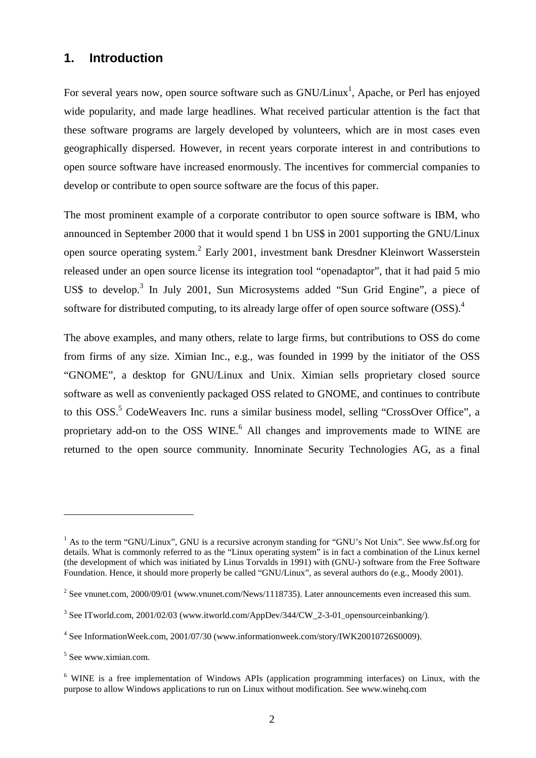## 1. Introduction

For several years now, open source software such as GNU/Linux[1], Apache, or Perl has enjoyed wide popularity, and made large headlines. What received particular attention is the fact that these software programs are largely developed by volunteers, which are in most cases even geographically dispersed. However, in recent years corporate interest in and contributions to open source software have increased enormously. The incentives for commercial companies to develop or contribute to open source software are the focus of this paper.

The most prominent example of a corporate contributor to open source software is IBM, who announced in September 2000 that it would spend 1 bn US$ in 2001 supporting the GNU/Linux open source operating system.[2] Early 2001, investment bank Dresdner Kleinwort Wasserstein released under an open source license its integration tool "openadaptor", that it had paid 5 mio US$ to develop.[3] In July 2001, Sun Microsystems added "Sun Grid Engine", a piece of software for distributed computing, to its already large offer of open source software (OSS).[4]

The above examples, and many others, relate to large firms, but contributions to OSS do come from firms of any size. Ximian Inc., e.g., was founded in 1999 by the initiator of the OSS "GNOME", a desktop for GNU/Linux and Unix. Ximian sells proprietary closed source software as well as conveniently packaged OSS related to GNOME, and continues to contribute to this OSS.[5] CodeWeavers Inc. runs a similar business model, selling "CrossOver Office", a proprietary add-on to the OSS WINE.[6] All changes and improvements made to WINE are returned to the open source community. Innominate Security Technologies AG, as a final

---

[1] As to the term "GNU/Linux", GNU is a recursive acronym standing for "GNU's Not Unix". See www.fsf.org for details. What is commonly referred to as the "Linux operating system" is in fact a combination of the Linux kernel (the development of which was initiated by Linus Torvalds in 1991) with (GNU-) software from the Free Software Foundation. Hence, it should more properly be called "GNU/Linux", as several authors do (e.g., Moody 2001).

[2] See vnunet.com, 2000/09/01 (www.vnunet.com/News/1118735). Later announcements even increased this sum.

[3] See ITworld.com, 2001/02/03 (www.itworld.com/AppDev/344/CW_2-3-01_opensourceinbanking/).

[4] See InformationWeek.com, 2001/07/30 (www.informationweek.com/story/IWK20010726S0009).

[5] See www.ximian.com.

[6] WINE is a free implementation of Windows APIs (application programming interfaces) on Linux, with the purpose to allow Windows applications to run on Linux without modification. See www.winehq.com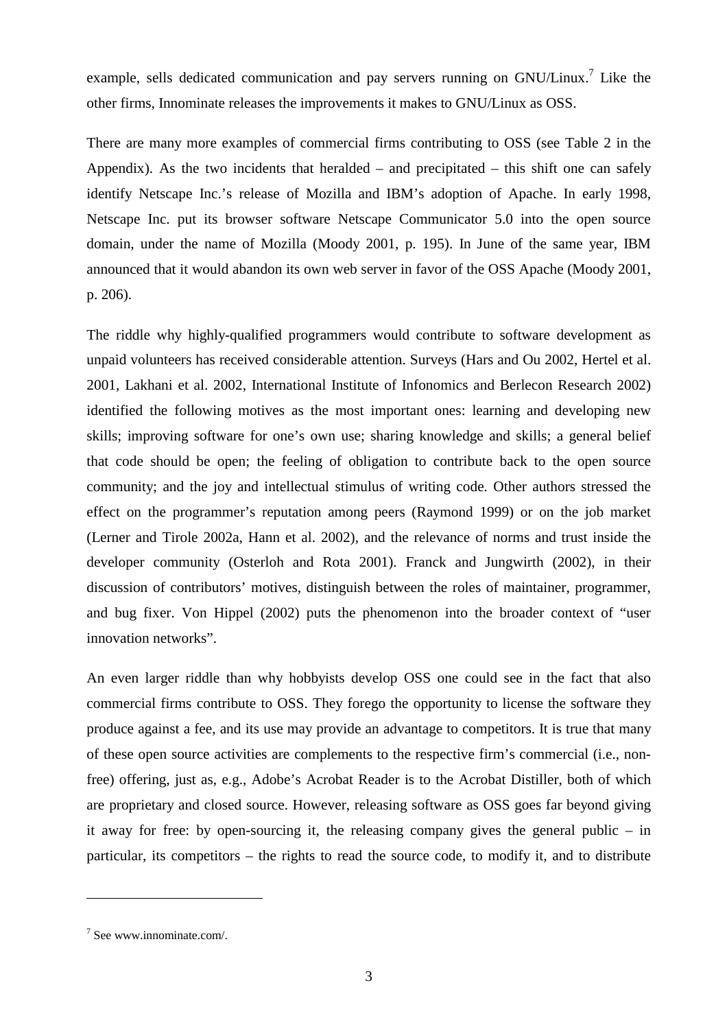example, sells dedicated communication and pay servers running on GNU/Linux.[7] Like the other firms, Innominate releases the improvements it makes to GNU/Linux as OSS.

There are many more examples of commercial firms contributing to OSS (see Table 2 in the Appendix). As the two incidents that heralded – and precipitated – this shift one can safely identify Netscape Inc.'s release of Mozilla and IBM's adoption of Apache. In early 1998, Netscape Inc. put its browser software Netscape Communicator 5.0 into the open source domain, under the name of Mozilla (Moody 2001, p. 195). In June of the same year, IBM announced that it would abandon its own web server in favor of the OSS Apache (Moody 2001, p. 206).

The riddle why highly-qualified programmers would contribute to software development as unpaid volunteers has received considerable attention. Surveys (Hars and Ou 2002, Hertel et al. 2001, Lakhani et al. 2002, International Institute of Infonomics and Berlecon Research 2002) identified the following motives as the most important ones: learning and developing new skills; improving software for one's own use; sharing knowledge and skills; a general belief that code should be open; the feeling of obligation to contribute back to the open source community; and the joy and intellectual stimulus of writing code. Other authors stressed the effect on the programmer's reputation among peers (Raymond 1999) or on the job market (Lerner and Tirole 2002a, Hann et al. 2002), and the relevance of norms and trust inside the developer community (Osterloh and Rota 2001). Franck and Jungwirth (2002), in their discussion of contributors' motives, distinguish between the roles of maintainer, programmer, and bug fixer. Von Hippel (2002) puts the phenomenon into the broader context of "user innovation networks".

An even larger riddle than why hobbyists develop OSS one could see in the fact that also commercial firms contribute to OSS. They forego the opportunity to license the software they produce against a fee, and its use may provide an advantage to competitors. It is true that many of these open source activities are complements to the respective firm's commercial (i.e., non-free) offering, just as, e.g., Adobe's Acrobat Reader is to the Acrobat Distiller, both of which are proprietary and closed source. However, releasing software as OSS goes far beyond giving it away for free: by open-sourcing it, the releasing company gives the general public – in particular, its competitors – the rights to read the source code, to modify it, and to distribute

[7] See www.innominate.com/.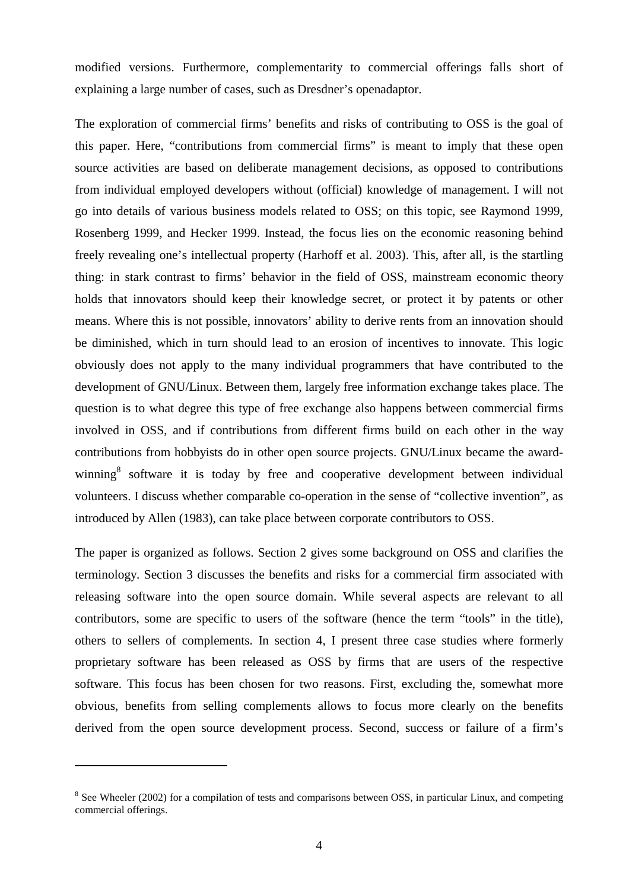modified versions. Furthermore, complementarity to commercial offerings falls short of explaining a large number of cases, such as Dresdner's openadaptor.

The exploration of commercial firms' benefits and risks of contributing to OSS is the goal of this paper. Here, "contributions from commercial firms" is meant to imply that these open source activities are based on deliberate management decisions, as opposed to contributions from individual employed developers without (official) knowledge of management. I will not go into details of various business models related to OSS; on this topic, see Raymond 1999, Rosenberg 1999, and Hecker 1999. Instead, the focus lies on the economic reasoning behind freely revealing one's intellectual property (Harhoff et al. 2003). This, after all, is the startling thing: in stark contrast to firms' behavior in the field of OSS, mainstream economic theory holds that innovators should keep their knowledge secret, or protect it by patents or other means. Where this is not possible, innovators' ability to derive rents from an innovation should be diminished, which in turn should lead to an erosion of incentives to innovate. This logic obviously does not apply to the many individual programmers that have contributed to the development of GNU/Linux. Between them, largely free information exchange takes place. The question is to what degree this type of free exchange also happens between commercial firms involved in OSS, and if contributions from different firms build on each other in the way contributions from hobbyists do in other open source projects. GNU/Linux became the award-winning[8] software it is today by free and cooperative development between individual volunteers. I discuss whether comparable co-operation in the sense of "collective invention", as introduced by Allen (1983), can take place between corporate contributors to OSS.

The paper is organized as follows. Section 2 gives some background on OSS and clarifies the terminology. Section 3 discusses the benefits and risks for a commercial firm associated with releasing software into the open source domain. While several aspects are relevant to all contributors, some are specific to users of the software (hence the term "tools" in the title), others to sellers of complements. In section 4, I present three case studies where formerly proprietary software has been released as OSS by firms that are users of the respective software. This focus has been chosen for two reasons. First, excluding the, somewhat more obvious, benefits from selling complements allows to focus more clearly on the benefits derived from the open source development process. Second, success or failure of a firm's

[8] See Wheeler (2002) for a compilation of tests and comparisons between OSS, in particular Linux, and competing commercial offerings.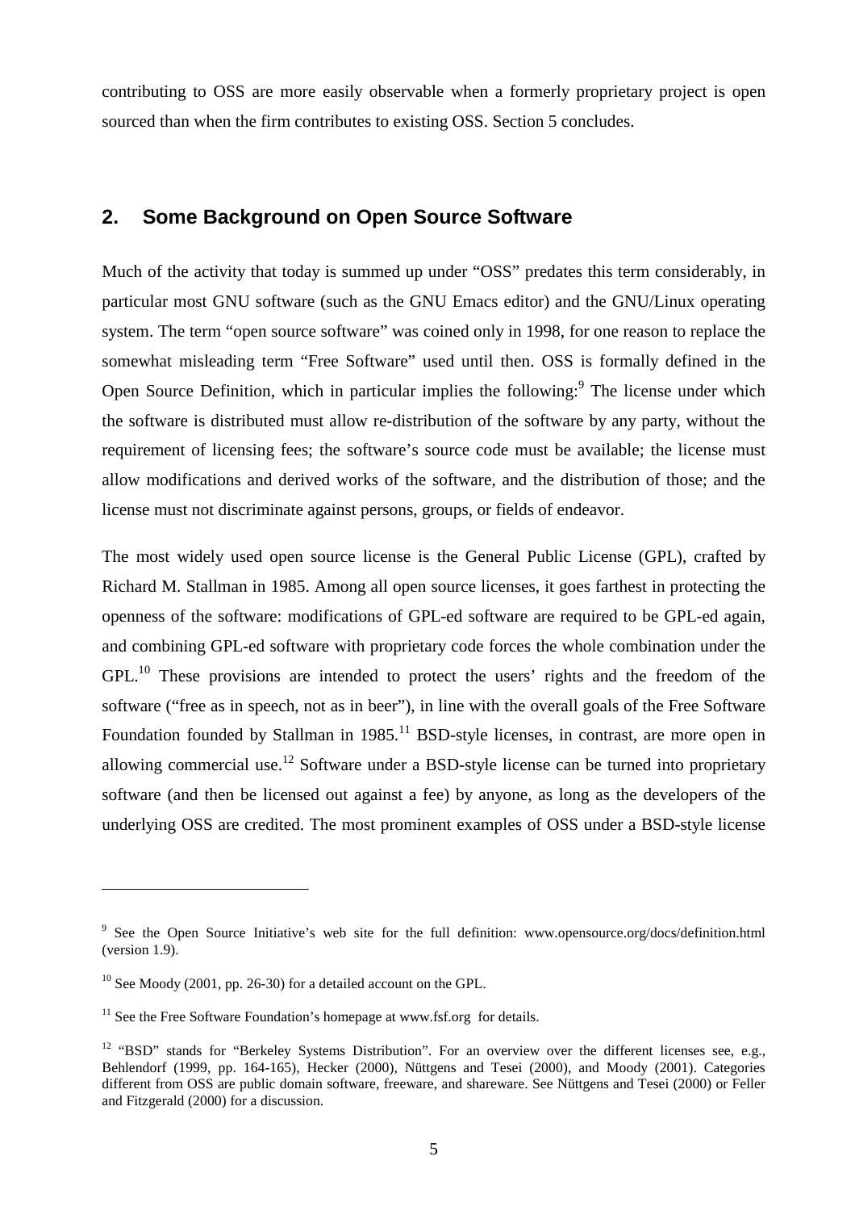contributing to OSS are more easily observable when a formerly proprietary project is open sourced than when the firm contributes to existing OSS. Section 5 concludes.

## 2. Some Background on Open Source Software

Much of the activity that today is summed up under "OSS" predates this term considerably, in particular most GNU software (such as the GNU Emacs editor) and the GNU/Linux operating system. The term "open source software" was coined only in 1998, for one reason to replace the somewhat misleading term "Free Software" used until then. OSS is formally defined in the Open Source Definition, which in particular implies the following:[9] The license under which the software is distributed must allow re-distribution of the software by any party, without the requirement of licensing fees; the software's source code must be available; the license must allow modifications and derived works of the software, and the distribution of those; and the license must not discriminate against persons, groups, or fields of endeavor.

The most widely used open source license is the General Public License (GPL), crafted by Richard M. Stallman in 1985. Among all open source licenses, it goes farthest in protecting the openness of the software: modifications of GPL-ed software are required to be GPL-ed again, and combining GPL-ed software with proprietary code forces the whole combination under the GPL.[10] These provisions are intended to protect the users' rights and the freedom of the software ("free as in speech, not as in beer"), in line with the overall goals of the Free Software Foundation founded by Stallman in 1985.[11] BSD-style licenses, in contrast, are more open in allowing commercial use.[12] Software under a BSD-style license can be turned into proprietary software (and then be licensed out against a fee) by anyone, as long as the developers of the underlying OSS are credited. The most prominent examples of OSS under a BSD-style license

---

[9] See the Open Source Initiative's web site for the full definition: www.opensource.org/docs/definition.html (version 1.9).

[10] See Moody (2001, pp. 26-30) for a detailed account on the GPL.

[11] See the Free Software Foundation's homepage at www.fsf.org for details.

[12] "BSD" stands for "Berkeley Systems Distribution". For an overview over the different licenses see, e.g., Behlendorf (1999, pp. 164-165), Hecker (2000), Nüttgens and Tesei (2000), and Moody (2001). Categories different from OSS are public domain software, freeware, and shareware. See Nüttgens and Tesei (2000) or Feller and Fitzgerald (2000) for a discussion.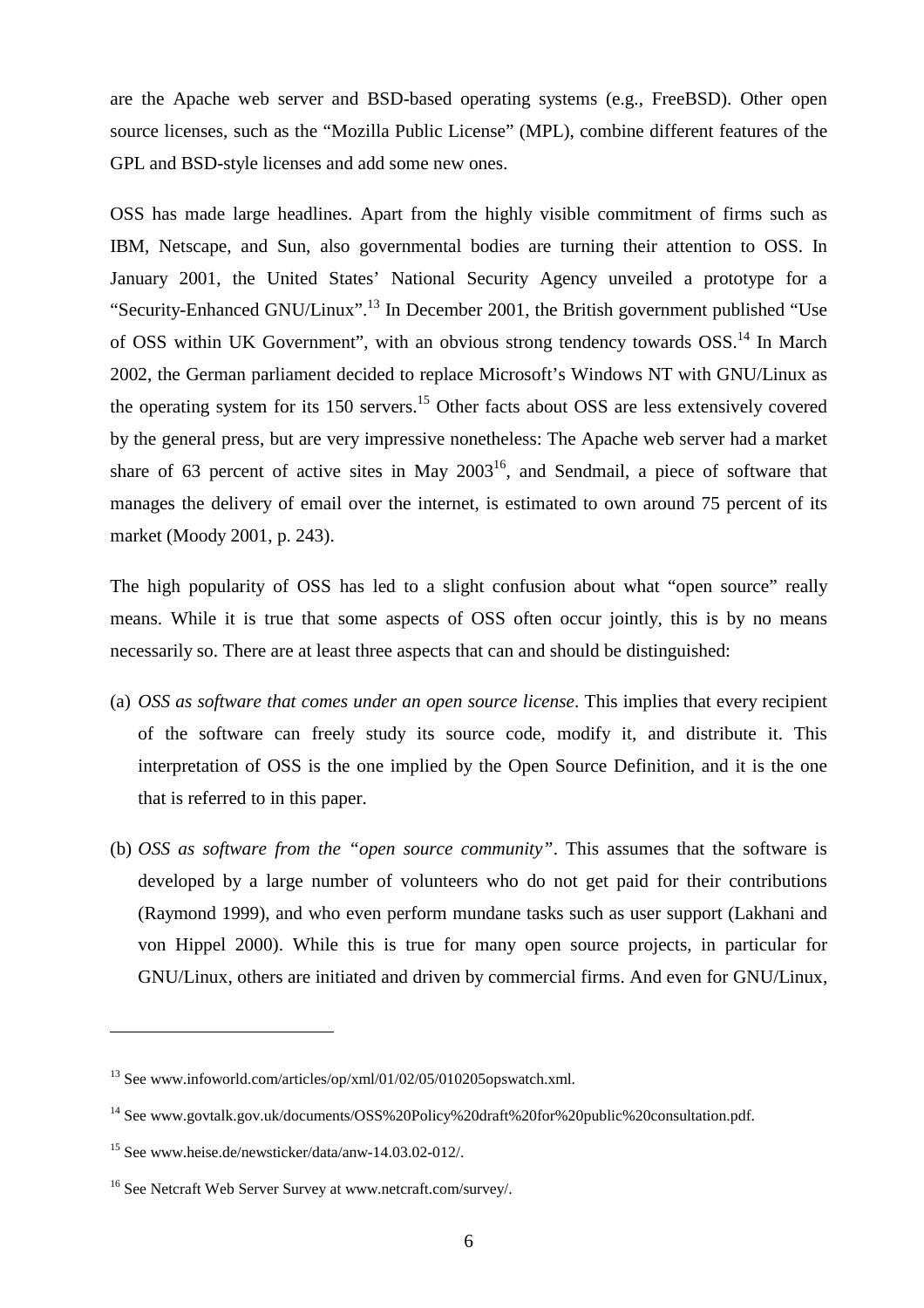are the Apache web server and BSD-based operating systems (e.g., FreeBSD). Other open source licenses, such as the "Mozilla Public License" (MPL), combine different features of the GPL and BSD-style licenses and add some new ones.

OSS has made large headlines. Apart from the highly visible commitment of firms such as IBM, Netscape, and Sun, also governmental bodies are turning their attention to OSS. In January 2001, the United States' National Security Agency unveiled a prototype for a "Security-Enhanced GNU/Linux".[13] In December 2001, the British government published "Use of OSS within UK Government", with an obvious strong tendency towards OSS.[14] In March 2002, the German parliament decided to replace Microsoft's Windows NT with GNU/Linux as the operating system for its 150 servers.[15] Other facts about OSS are less extensively covered by the general press, but are very impressive nonetheless: The Apache web server had a market share of 63 percent of active sites in May 2003[16], and Sendmail, a piece of software that manages the delivery of email over the internet, is estimated to own around 75 percent of its market (Moody 2001, p. 243).

The high popularity of OSS has led to a slight confusion about what "open source" really means. While it is true that some aspects of OSS often occur jointly, this is by no means necessarily so. There are at least three aspects that can and should be distinguished:

(a) *OSS as software that comes under an open source license*. This implies that every recipient of the software can freely study its source code, modify it, and distribute it. This interpretation of OSS is the one implied by the Open Source Definition, and it is the one that is referred to in this paper.

(b) *OSS as software from the "open source community"*. This assumes that the software is developed by a large number of volunteers who do not get paid for their contributions (Raymond 1999), and who even perform mundane tasks such as user support (Lakhani and von Hippel 2000). While this is true for many open source projects, in particular for GNU/Linux, others are initiated and driven by commercial firms. And even for GNU/Linux,

---

[13] See www.infoworld.com/articles/op/xml/01/02/05/010205opswatch.xml.

[14] See www.govtalk.gov.uk/documents/OSS%20Policy%20draft%20for%20public%20consultation.pdf.

[15] See www.heise.de/newsticker/data/anw-14.03.02-012/.

[16] See Netcraft Web Server Survey at www.netcraft.com/survey/.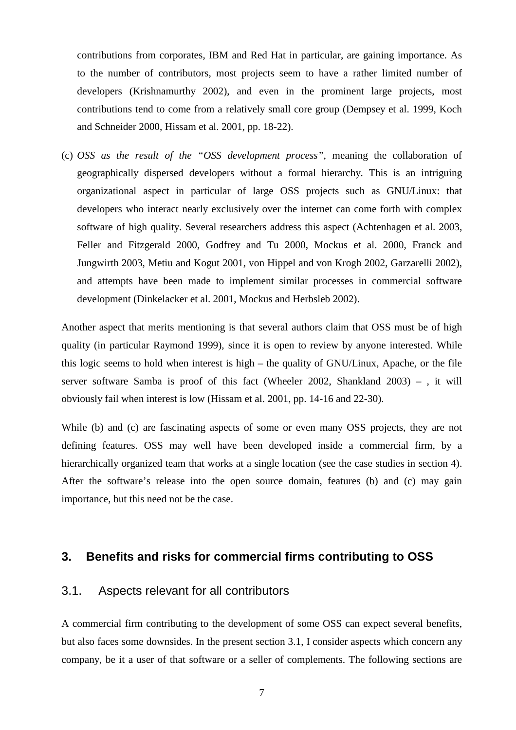contributions from corporates, IBM and Red Hat in particular, are gaining importance. As to the number of contributors, most projects seem to have a rather limited number of developers (Krishnamurthy 2002), and even in the prominent large projects, most contributions tend to come from a relatively small core group (Dempsey et al. 1999, Koch and Schneider 2000, Hissam et al. 2001, pp. 18-22).

(c) *OSS as the result of the "OSS development process"*, meaning the collaboration of geographically dispersed developers without a formal hierarchy. This is an intriguing organizational aspect in particular of large OSS projects such as GNU/Linux: that developers who interact nearly exclusively over the internet can come forth with complex software of high quality. Several researchers address this aspect (Achtenhagen et al. 2003, Feller and Fitzgerald 2000, Godfrey and Tu 2000, Mockus et al. 2000, Franck and Jungwirth 2003, Metiu and Kogut 2001, von Hippel and von Krogh 2002, Garzarelli 2002), and attempts have been made to implement similar processes in commercial software development (Dinkelacker et al. 2001, Mockus and Herbsleb 2002).

Another aspect that merits mentioning is that several authors claim that OSS must be of high quality (in particular Raymond 1999), since it is open to review by anyone interested. While this logic seems to hold when interest is high – the quality of GNU/Linux, Apache, or the file server software Samba is proof of this fact (Wheeler 2002, Shankland 2003) – , it will obviously fail when interest is low (Hissam et al. 2001, pp. 14-16 and 22-30).

While (b) and (c) are fascinating aspects of some or even many OSS projects, they are not defining features. OSS may well have been developed inside a commercial firm, by a hierarchically organized team that works at a single location (see the case studies in section 4). After the software's release into the open source domain, features (b) and (c) may gain importance, but this need not be the case.

## 3. Benefits and risks for commercial firms contributing to OSS

### 3.1. Aspects relevant for all contributors

A commercial firm contributing to the development of some OSS can expect several benefits, but also faces some downsides. In the present section 3.1, I consider aspects which concern any company, be it a user of that software or a seller of complements. The following sections are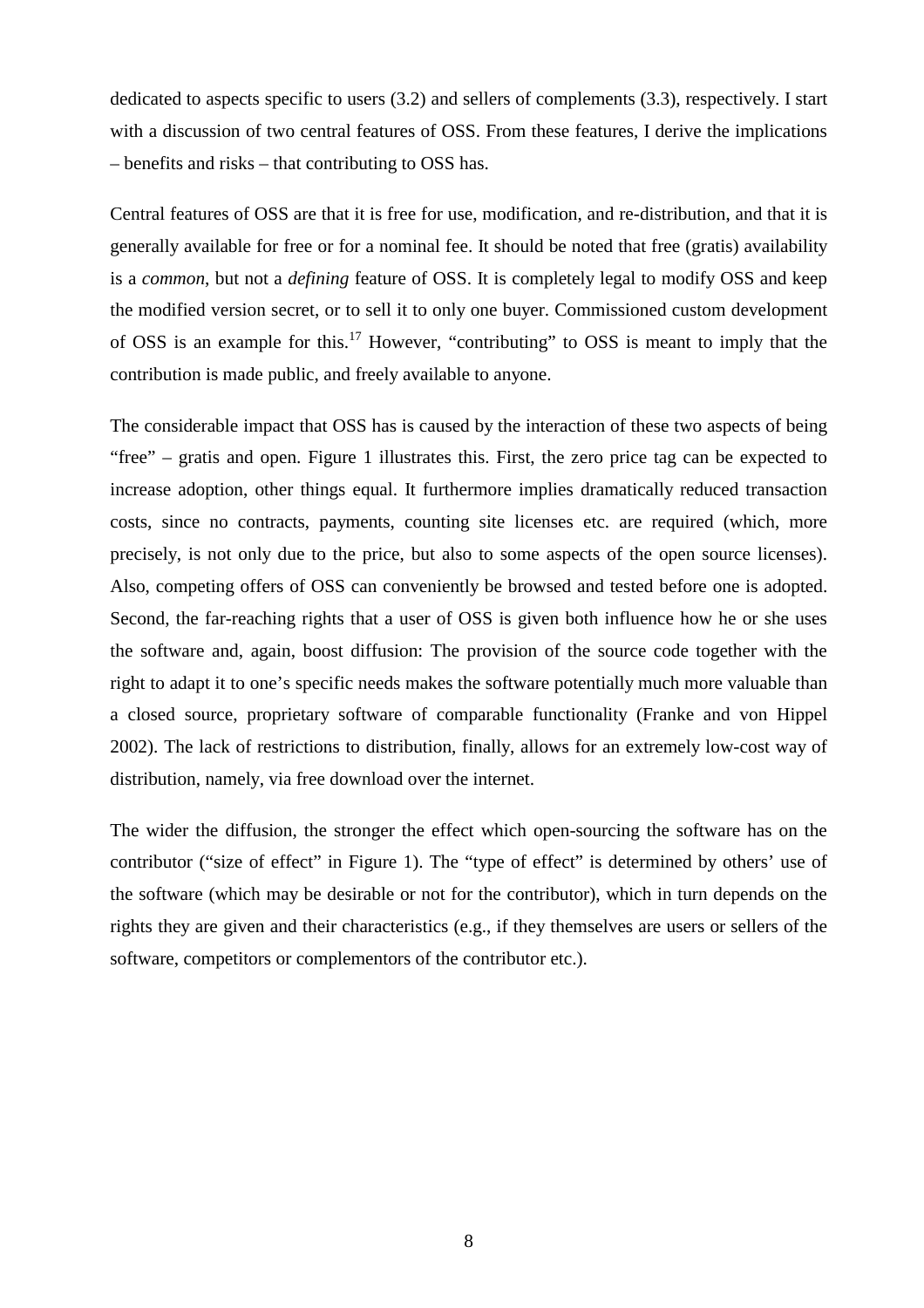dedicated to aspects specific to users (3.2) and sellers of complements (3.3), respectively. I start with a discussion of two central features of OSS. From these features, I derive the implications – benefits and risks – that contributing to OSS has.

Central features of OSS are that it is free for use, modification, and re-distribution, and that it is generally available for free or for a nominal fee. It should be noted that free (gratis) availability is a *common*, but not a *defining* feature of OSS. It is completely legal to modify OSS and keep the modified version secret, or to sell it to only one buyer. Commissioned custom development of OSS is an example for this.[17] However, "contributing" to OSS is meant to imply that the contribution is made public, and freely available to anyone.

The considerable impact that OSS has is caused by the interaction of these two aspects of being "free" – gratis and open. Figure 1 illustrates this. First, the zero price tag can be expected to increase adoption, other things equal. It furthermore implies dramatically reduced transaction costs, since no contracts, payments, counting site licenses etc. are required (which, more precisely, is not only due to the price, but also to some aspects of the open source licenses). Also, competing offers of OSS can conveniently be browsed and tested before one is adopted. Second, the far-reaching rights that a user of OSS is given both influence how he or she uses the software and, again, boost diffusion: The provision of the source code together with the right to adapt it to one's specific needs makes the software potentially much more valuable than a closed source, proprietary software of comparable functionality (Franke and von Hippel 2002). The lack of restrictions to distribution, finally, allows for an extremely low-cost way of distribution, namely, via free download over the internet.

The wider the diffusion, the stronger the effect which open-sourcing the software has on the contributor ("size of effect" in Figure 1). The "type of effect" is determined by others' use of the software (which may be desirable or not for the contributor), which in turn depends on the rights they are given and their characteristics (e.g., if they themselves are users or sellers of the software, competitors or complementors of the contributor etc.).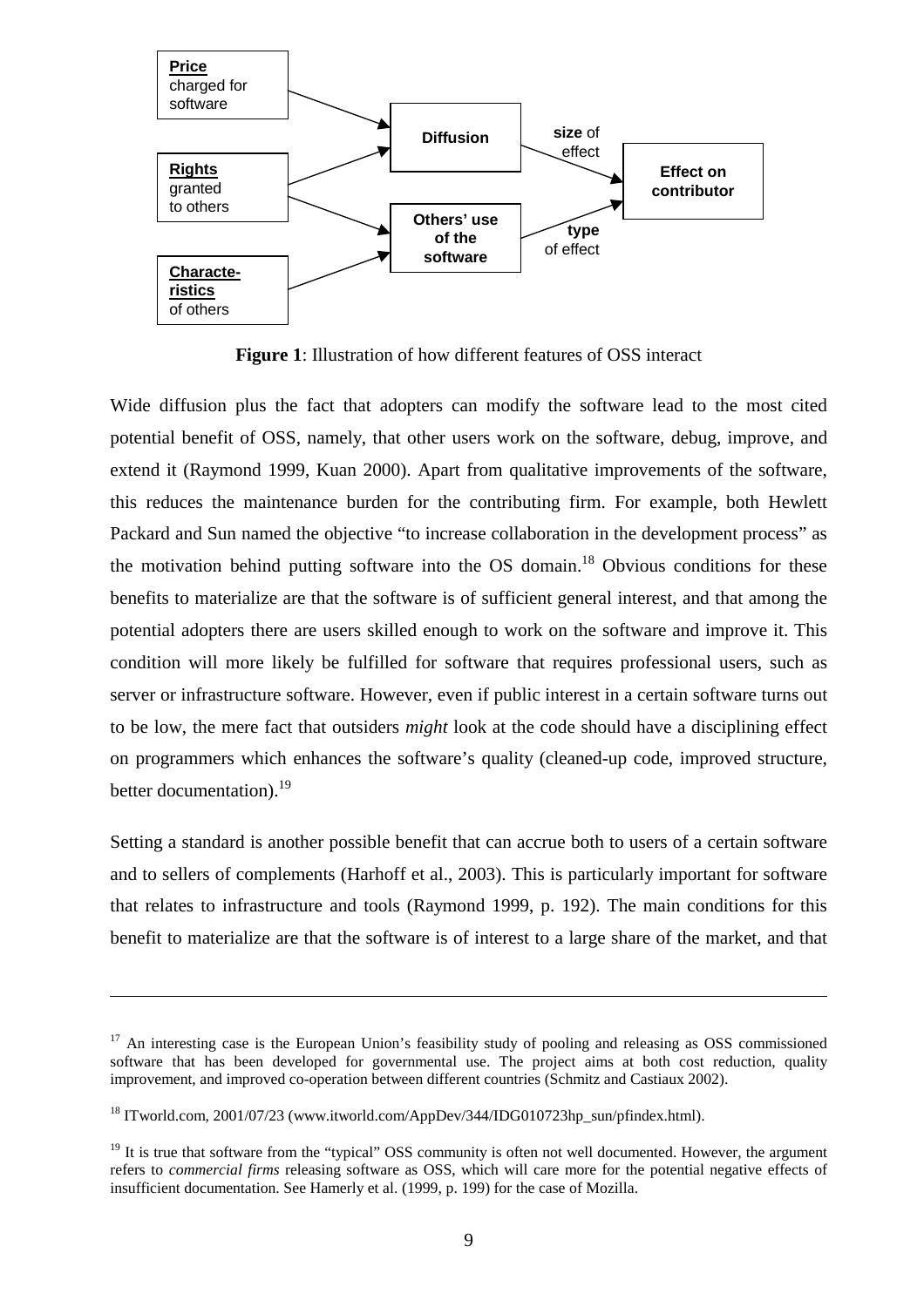**Figure 1**: Illustration of how different features of OSS interact

Wide diffusion plus the fact that adopters can modify the software lead to the most cited potential benefit of OSS, namely, that other users work on the software, debug, improve, and extend it (Raymond 1999, Kuan 2000). Apart from qualitative improvements of the software, this reduces the maintenance burden for the contributing firm. For example, both Hewlett Packard and Sun named the objective "to increase collaboration in the development process" as the motivation behind putting software into the OS domain.[18] Obvious conditions for these benefits to materialize are that the software is of sufficient general interest, and that among the potential adopters there are users skilled enough to work on the software and improve it. This condition will more likely be fulfilled for software that requires professional users, such as server or infrastructure software. However, even if public interest in a certain software turns out to be low, the mere fact that outsiders *might* look at the code should have a disciplining effect on programmers which enhances the software's quality (cleaned-up code, improved structure, better documentation).[19]

Setting a standard is another possible benefit that can accrue both to users of a certain software and to sellers of complements (Harhoff et al., 2003). This is particularly important for software that relates to infrastructure and tools (Raymond 1999, p. 192). The main conditions for this benefit to materialize are that the software is of interest to a large share of the market, and that

---

[17] An interesting case is the European Union's feasibility study of pooling and releasing as OSS commissioned software that has been developed for governmental use. The project aims at both cost reduction, quality improvement, and improved co-operation between different countries (Schmitz and Castiaux 2002).

[18] ITworld.com, 2001/07/23 (www.itworld.com/AppDev/344/IDG010723hp_sun/pfindex.html).

[19] It is true that software from the "typical" OSS community is often not well documented. However, the argument refers to *commercial firms* releasing software as OSS, which will care more for the potential negative effects of insufficient documentation. See Hamerly et al. (1999, p. 199) for the case of Mozilla.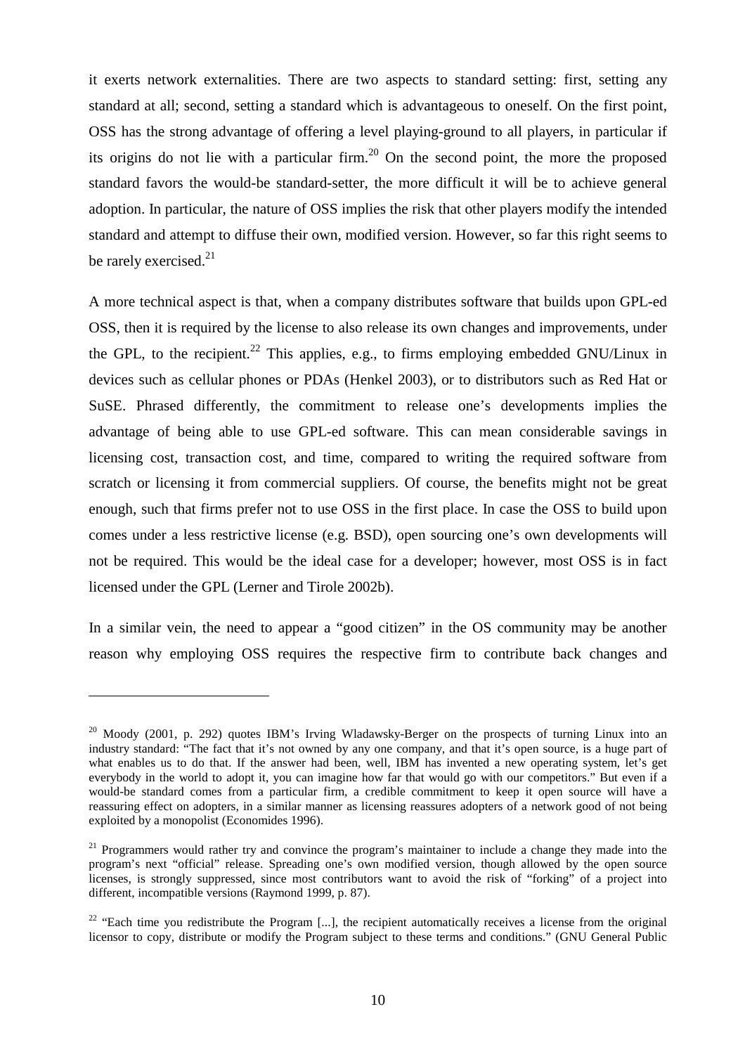it exerts network externalities. There are two aspects to standard setting: first, setting any standard at all; second, setting a standard which is advantageous to oneself. On the first point, OSS has the strong advantage of offering a level playing-ground to all players, in particular if its origins do not lie with a particular firm.[20] On the second point, the more the proposed standard favors the would-be standard-setter, the more difficult it will be to achieve general adoption. In particular, the nature of OSS implies the risk that other players modify the intended standard and attempt to diffuse their own, modified version. However, so far this right seems to be rarely exercised.[21]

A more technical aspect is that, when a company distributes software that builds upon GPL-ed OSS, then it is required by the license to also release its own changes and improvements, under the GPL, to the recipient.[22] This applies, e.g., to firms employing embedded GNU/Linux in devices such as cellular phones or PDAs (Henkel 2003), or to distributors such as Red Hat or SuSE. Phrased differently, the commitment to release one's developments implies the advantage of being able to use GPL-ed software. This can mean considerable savings in licensing cost, transaction cost, and time, compared to writing the required software from scratch or licensing it from commercial suppliers. Of course, the benefits might not be great enough, such that firms prefer not to use OSS in the first place. In case the OSS to build upon comes under a less restrictive license (e.g. BSD), open sourcing one's own developments will not be required. This would be the ideal case for a developer; however, most OSS is in fact licensed under the GPL (Lerner and Tirole 2002b).

In a similar vein, the need to appear a "good citizen" in the OS community may be another reason why employing OSS requires the respective firm to contribute back changes and

---

[20] Moody (2001, p. 292) quotes IBM's Irving Wladawsky-Berger on the prospects of turning Linux into an industry standard: "The fact that it's not owned by any one company, and that it's open source, is a huge part of what enables us to do that. If the answer had been, well, IBM has invented a new operating system, let's get everybody in the world to adopt it, you can imagine how far that would go with our competitors." But even if a would-be standard comes from a particular firm, a credible commitment to keep it open source will have a reassuring effect on adopters, in a similar manner as licensing reassures adopters of a network good of not being exploited by a monopolist (Economides 1996).

[21] Programmers would rather try and convince the program's maintainer to include a change they made into the program's next "official" release. Spreading one's own modified version, though allowed by the open source licenses, is strongly suppressed, since most contributors want to avoid the risk of "forking" of a project into different, incompatible versions (Raymond 1999, p. 87).

[22] "Each time you redistribute the Program [...], the recipient automatically receives a license from the original licensor to copy, distribute or modify the Program subject to these terms and conditions." (GNU General Public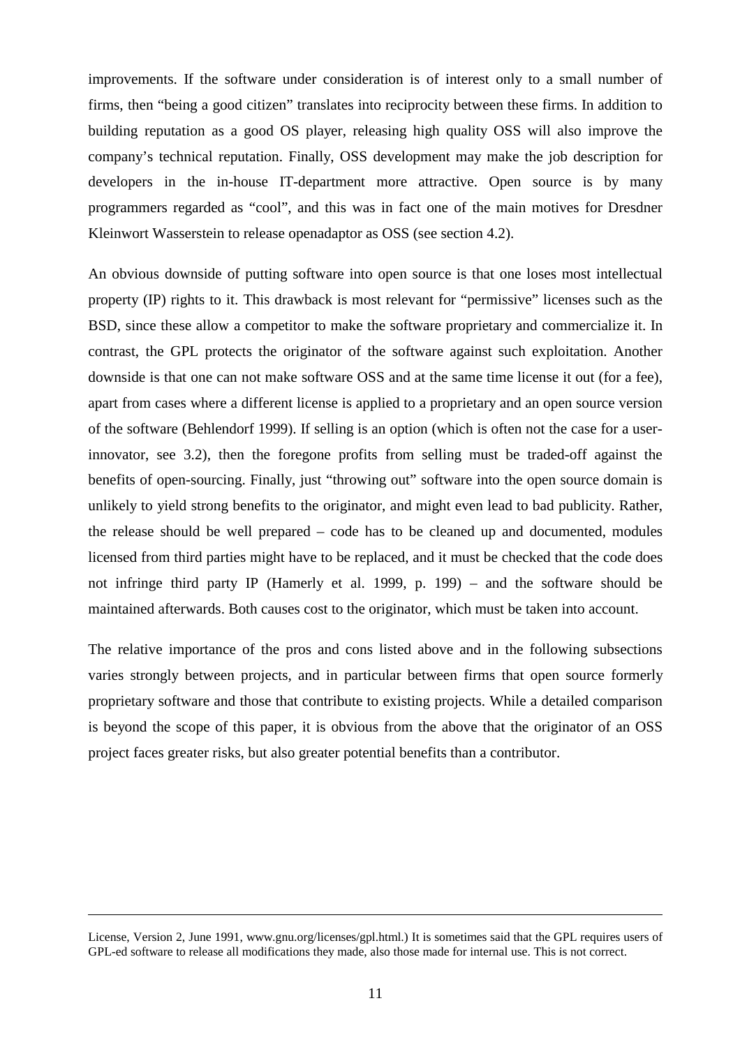improvements. If the software under consideration is of interest only to a small number of firms, then "being a good citizen" translates into reciprocity between these firms. In addition to building reputation as a good OS player, releasing high quality OSS will also improve the company's technical reputation. Finally, OSS development may make the job description for developers in the in-house IT-department more attractive. Open source is by many programmers regarded as "cool", and this was in fact one of the main motives for Dresdner Kleinwort Wasserstein to release openadaptor as OSS (see section 4.2).

An obvious downside of putting software into open source is that one loses most intellectual property (IP) rights to it. This drawback is most relevant for "permissive" licenses such as the BSD, since these allow a competitor to make the software proprietary and commercialize it. In contrast, the GPL protects the originator of the software against such exploitation. Another downside is that one can not make software OSS and at the same time license it out (for a fee), apart from cases where a different license is applied to a proprietary and an open source version of the software (Behlendorf 1999). If selling is an option (which is often not the case for a user-innovator, see 3.2), then the foregone profits from selling must be traded-off against the benefits of open-sourcing. Finally, just "throwing out" software into the open source domain is unlikely to yield strong benefits to the originator, and might even lead to bad publicity. Rather, the release should be well prepared – code has to be cleaned up and documented, modules licensed from third parties might have to be replaced, and it must be checked that the code does not infringe third party IP (Hamerly et al. 1999, p. 199) – and the software should be maintained afterwards. Both causes cost to the originator, which must be taken into account.

The relative importance of the pros and cons listed above and in the following subsections varies strongly between projects, and in particular between firms that open source formerly proprietary software and those that contribute to existing projects. While a detailed comparison is beyond the scope of this paper, it is obvious from the above that the originator of an OSS project faces greater risks, but also greater potential benefits than a contributor.

---

License, Version 2, June 1991, www.gnu.org/licenses/gpl.html.) It is sometimes said that the GPL requires users of GPL-ed software to release all modifications they made, also those made for internal use. This is not correct.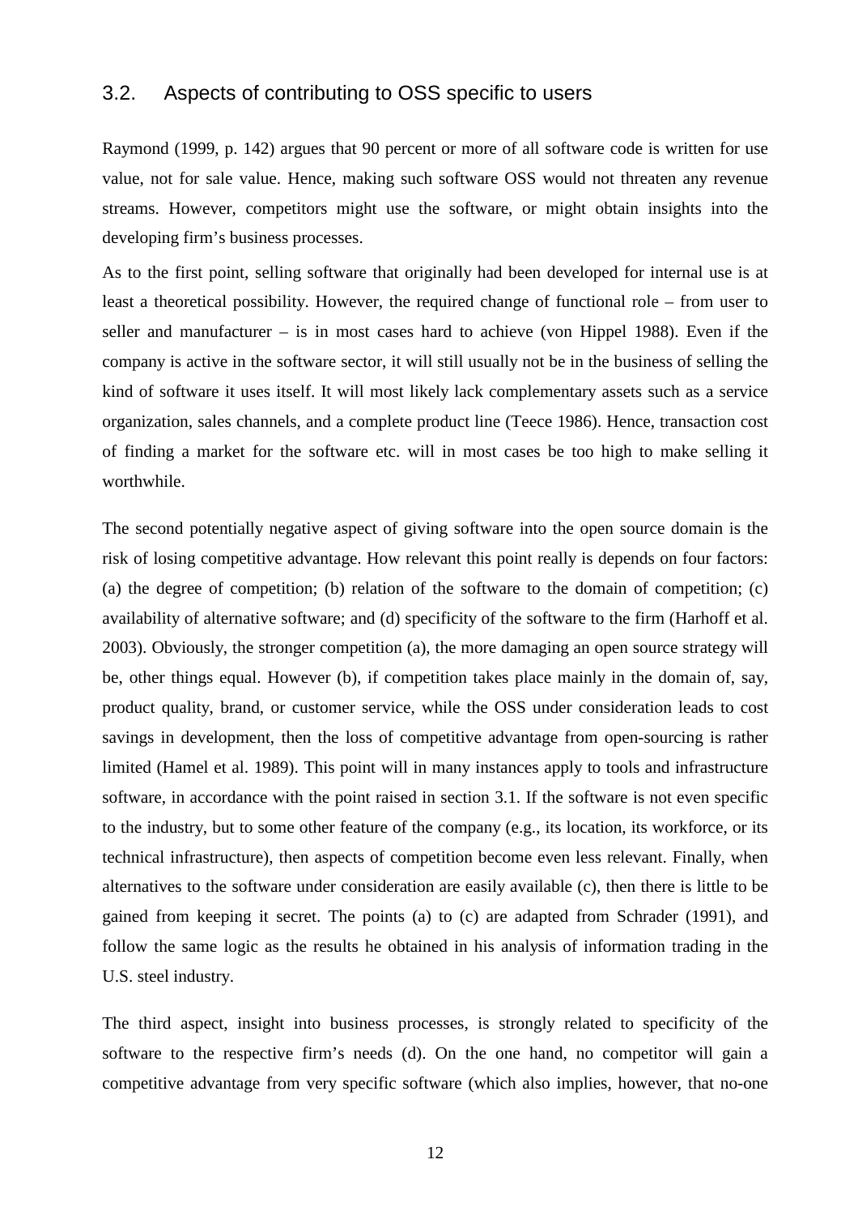## 3.2. Aspects of contributing to OSS specific to users

Raymond (1999, p. 142) argues that 90 percent or more of all software code is written for use value, not for sale value. Hence, making such software OSS would not threaten any revenue streams. However, competitors might use the software, or might obtain insights into the developing firm's business processes.

As to the first point, selling software that originally had been developed for internal use is at least a theoretical possibility. However, the required change of functional role – from user to seller and manufacturer – is in most cases hard to achieve (von Hippel 1988). Even if the company is active in the software sector, it will still usually not be in the business of selling the kind of software it uses itself. It will most likely lack complementary assets such as a service organization, sales channels, and a complete product line (Teece 1986). Hence, transaction cost of finding a market for the software etc. will in most cases be too high to make selling it worthwhile.

The second potentially negative aspect of giving software into the open source domain is the risk of losing competitive advantage. How relevant this point really is depends on four factors: (a) the degree of competition; (b) relation of the software to the domain of competition; (c) availability of alternative software; and (d) specificity of the software to the firm (Harhoff et al. 2003). Obviously, the stronger competition (a), the more damaging an open source strategy will be, other things equal. However (b), if competition takes place mainly in the domain of, say, product quality, brand, or customer service, while the OSS under consideration leads to cost savings in development, then the loss of competitive advantage from open-sourcing is rather limited (Hamel et al. 1989). This point will in many instances apply to tools and infrastructure software, in accordance with the point raised in section 3.1. If the software is not even specific to the industry, but to some other feature of the company (e.g., its location, its workforce, or its technical infrastructure), then aspects of competition become even less relevant. Finally, when alternatives to the software under consideration are easily available (c), then there is little to be gained from keeping it secret. The points (a) to (c) are adapted from Schrader (1991), and follow the same logic as the results he obtained in his analysis of information trading in the U.S. steel industry.

The third aspect, insight into business processes, is strongly related to specificity of the software to the respective firm's needs (d). On the one hand, no competitor will gain a competitive advantage from very specific software (which also implies, however, that no-one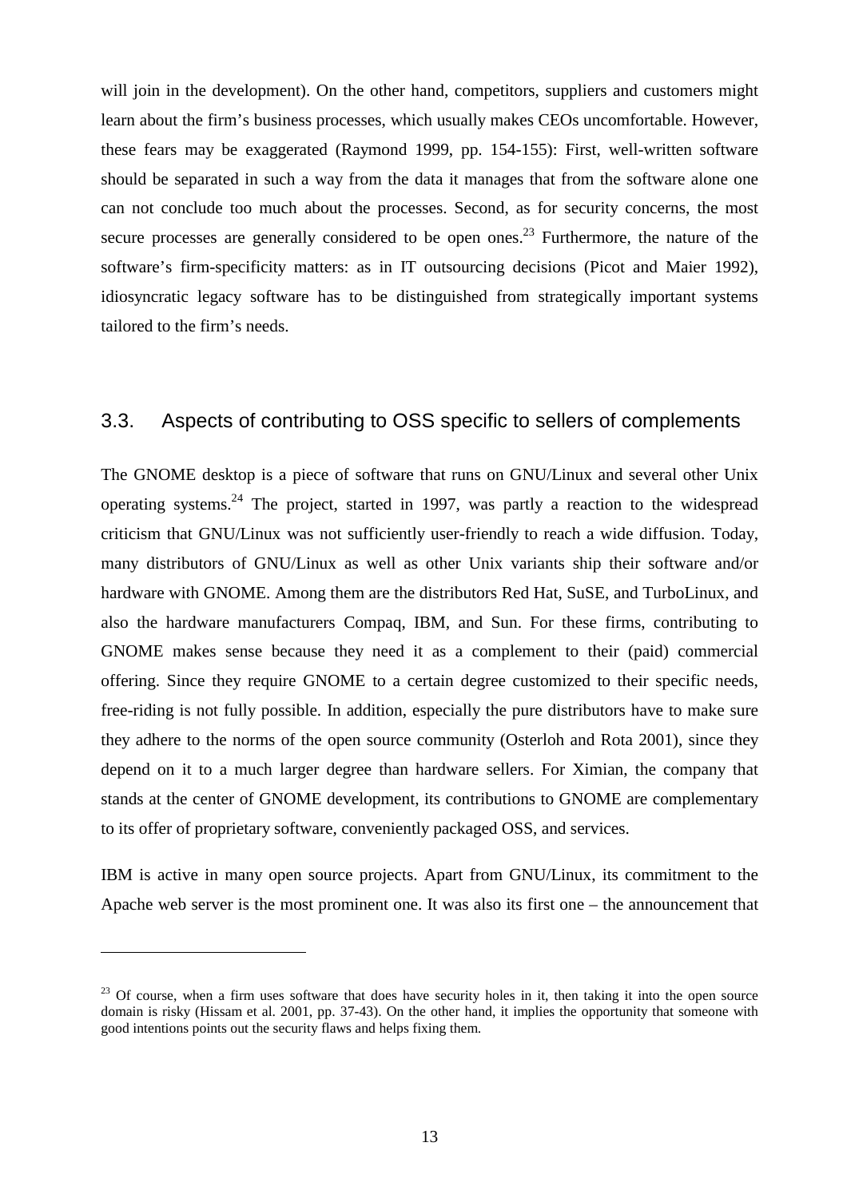will join in the development). On the other hand, competitors, suppliers and customers might learn about the firm's business processes, which usually makes CEOs uncomfortable. However, these fears may be exaggerated (Raymond 1999, pp. 154-155): First, well-written software should be separated in such a way from the data it manages that from the software alone one can not conclude too much about the processes. Second, as for security concerns, the most secure processes are generally considered to be open ones.[23] Furthermore, the nature of the software's firm-specificity matters: as in IT outsourcing decisions (Picot and Maier 1992), idiosyncratic legacy software has to be distinguished from strategically important systems tailored to the firm's needs.

## 3.3. Aspects of contributing to OSS specific to sellers of complements

The GNOME desktop is a piece of software that runs on GNU/Linux and several other Unix operating systems.[24] The project, started in 1997, was partly a reaction to the widespread criticism that GNU/Linux was not sufficiently user-friendly to reach a wide diffusion. Today, many distributors of GNU/Linux as well as other Unix variants ship their software and/or hardware with GNOME. Among them are the distributors Red Hat, SuSE, and TurboLinux, and also the hardware manufacturers Compaq, IBM, and Sun. For these firms, contributing to GNOME makes sense because they need it as a complement to their (paid) commercial offering. Since they require GNOME to a certain degree customized to their specific needs, free-riding is not fully possible. In addition, especially the pure distributors have to make sure they adhere to the norms of the open source community (Osterloh and Rota 2001), since they depend on it to a much larger degree than hardware sellers. For Ximian, the company that stands at the center of GNOME development, its contributions to GNOME are complementary to its offer of proprietary software, conveniently packaged OSS, and services.

IBM is active in many open source projects. Apart from GNU/Linux, its commitment to the Apache web server is the most prominent one. It was also its first one – the announcement that

---

[23] Of course, when a firm uses software that does have security holes in it, then taking it into the open source domain is risky (Hissam et al. 2001, pp. 37-43). On the other hand, it implies the opportunity that someone with good intentions points out the security flaws and helps fixing them.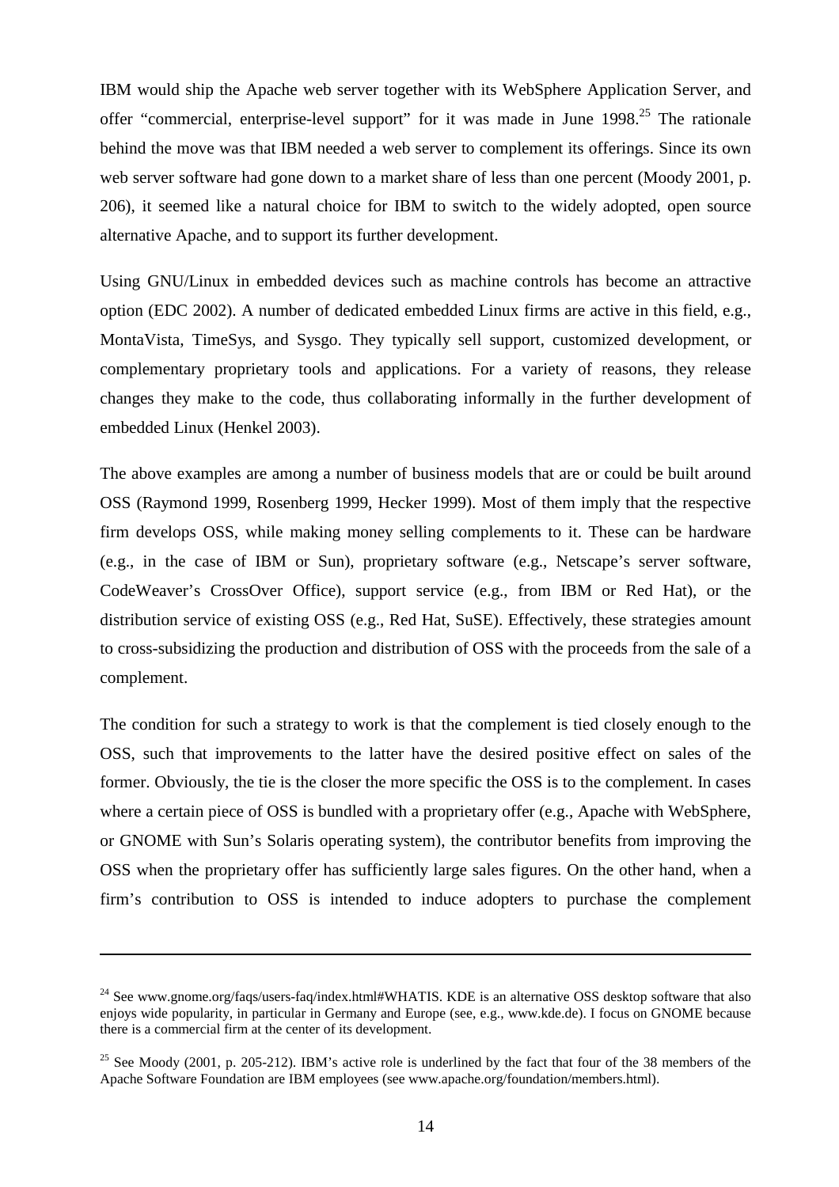IBM would ship the Apache web server together with its WebSphere Application Server, and offer "commercial, enterprise-level support" for it was made in June 1998.[25] The rationale behind the move was that IBM needed a web server to complement its offerings. Since its own web server software had gone down to a market share of less than one percent (Moody 2001, p. 206), it seemed like a natural choice for IBM to switch to the widely adopted, open source alternative Apache, and to support its further development.

Using GNU/Linux in embedded devices such as machine controls has become an attractive option (EDC 2002). A number of dedicated embedded Linux firms are active in this field, e.g., MontaVista, TimeSys, and Sysgo. They typically sell support, customized development, or complementary proprietary tools and applications. For a variety of reasons, they release changes they make to the code, thus collaborating informally in the further development of embedded Linux (Henkel 2003).

The above examples are among a number of business models that are or could be built around OSS (Raymond 1999, Rosenberg 1999, Hecker 1999). Most of them imply that the respective firm develops OSS, while making money selling complements to it. These can be hardware (e.g., in the case of IBM or Sun), proprietary software (e.g., Netscape's server software, CodeWeaver's CrossOver Office), support service (e.g., from IBM or Red Hat), or the distribution service of existing OSS (e.g., Red Hat, SuSE). Effectively, these strategies amount to cross-subsidizing the production and distribution of OSS with the proceeds from the sale of a complement.

The condition for such a strategy to work is that the complement is tied closely enough to the OSS, such that improvements to the latter have the desired positive effect on sales of the former. Obviously, the tie is the closer the more specific the OSS is to the complement. In cases where a certain piece of OSS is bundled with a proprietary offer (e.g., Apache with WebSphere, or GNOME with Sun's Solaris operating system), the contributor benefits from improving the OSS when the proprietary offer has sufficiently large sales figures. On the other hand, when a firm's contribution to OSS is intended to induce adopters to purchase the complement

---

[24] See www.gnome.org/faqs/users-faq/index.html#WHATIS. KDE is an alternative OSS desktop software that also enjoys wide popularity, in particular in Germany and Europe (see, e.g., www.kde.de). I focus on GNOME because there is a commercial firm at the center of its development.

[25] See Moody (2001, p. 205-212). IBM's active role is underlined by the fact that four of the 38 members of the Apache Software Foundation are IBM employees (see www.apache.org/foundation/members.html).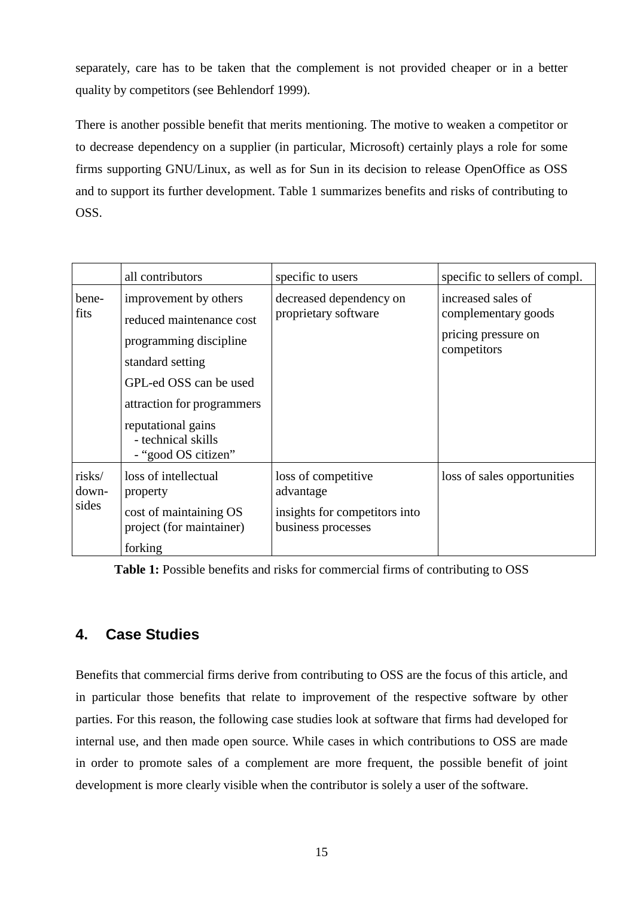separately, care has to be taken that the complement is not provided cheaper or in a better quality by competitors (see Behlendorf 1999).

There is another possible benefit that merits mentioning. The motive to weaken a competitor or to decrease dependency on a supplier (in particular, Microsoft) certainly plays a role for some firms supporting GNU/Linux, as well as for Sun in its decision to release OpenOffice as OSS and to support its further development. Table 1 summarizes benefits and risks of contributing to OSS.

| | all contributors | specific to users | specific to sellers of compl. |
|---|---|---|---|
| benefits | improvement by others<br>reduced maintenance cost<br>programming discipline<br>standard setting<br>GPL-ed OSS can be used<br>attraction for programmers<br>reputational gains<br>- technical skills<br>- "good OS citizen" | decreased dependency on proprietary software | increased sales of complementary goods<br>pricing pressure on competitors |
| risks/ downsides | loss of intellectual property<br>cost of maintaining OS project (for maintainer)<br>forking | loss of competitive advantage<br>insights for competitors into business processes | loss of sales opportunities |

**Table 1:** Possible benefits and risks for commercial firms of contributing to OSS

## 4. Case Studies

Benefits that commercial firms derive from contributing to OSS are the focus of this article, and in particular those benefits that relate to improvement of the respective software by other parties. For this reason, the following case studies look at software that firms had developed for internal use, and then made open source. While cases in which contributions to OSS are made in order to promote sales of a complement are more frequent, the possible benefit of joint development is more clearly visible when the contributor is solely a user of the software.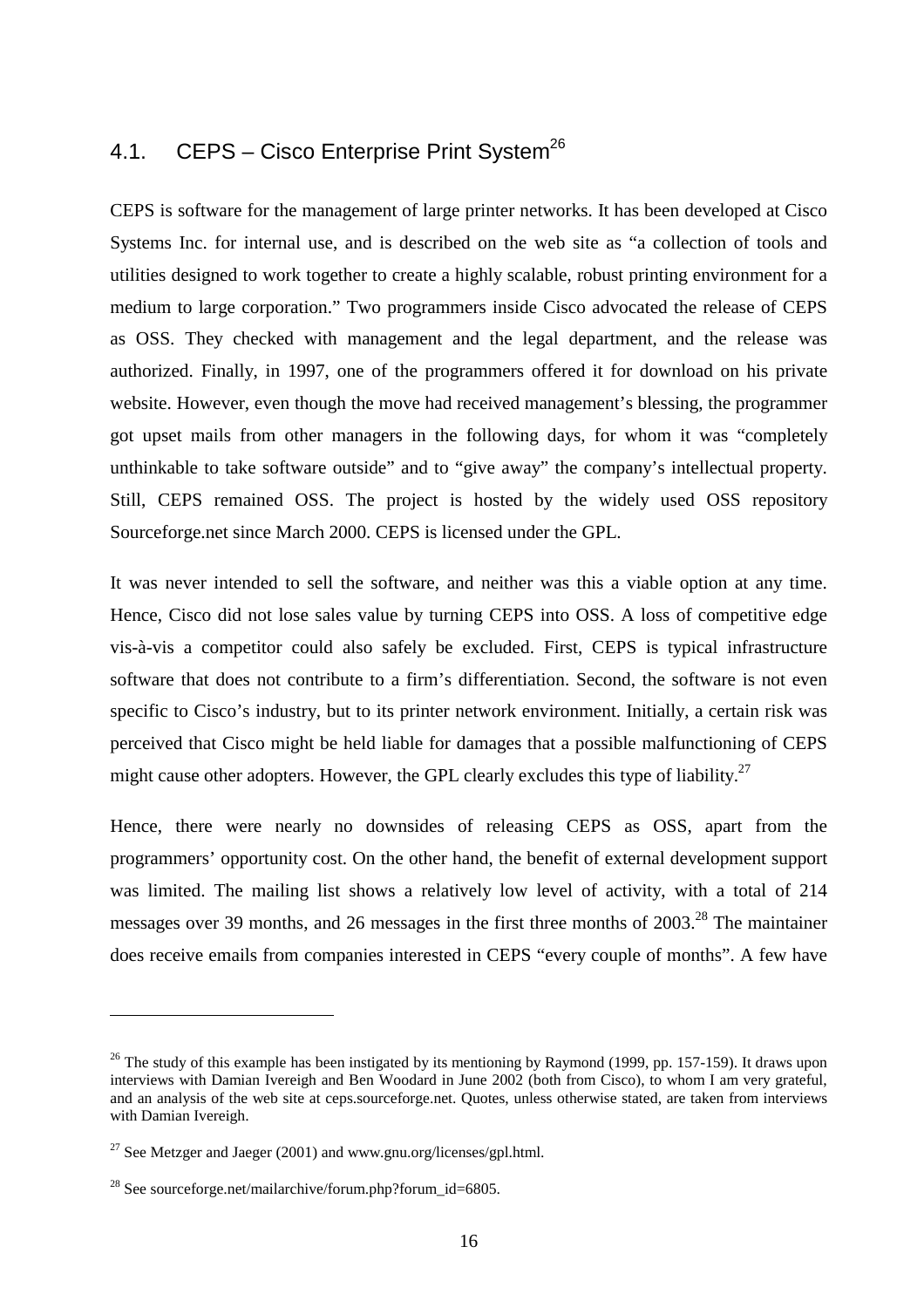## 4.1. CEPS – Cisco Enterprise Print System[26]

CEPS is software for the management of large printer networks. It has been developed at Cisco Systems Inc. for internal use, and is described on the web site as "a collection of tools and utilities designed to work together to create a highly scalable, robust printing environment for a medium to large corporation." Two programmers inside Cisco advocated the release of CEPS as OSS. They checked with management and the legal department, and the release was authorized. Finally, in 1997, one of the programmers offered it for download on his private website. However, even though the move had received management's blessing, the programmer got upset mails from other managers in the following days, for whom it was "completely unthinkable to take software outside" and to "give away" the company's intellectual property. Still, CEPS remained OSS. The project is hosted by the widely used OSS repository Sourceforge.net since March 2000. CEPS is licensed under the GPL.

It was never intended to sell the software, and neither was this a viable option at any time. Hence, Cisco did not lose sales value by turning CEPS into OSS. A loss of competitive edge vis-à-vis a competitor could also safely be excluded. First, CEPS is typical infrastructure software that does not contribute to a firm's differentiation. Second, the software is not even specific to Cisco's industry, but to its printer network environment. Initially, a certain risk was perceived that Cisco might be held liable for damages that a possible malfunctioning of CEPS might cause other adopters. However, the GPL clearly excludes this type of liability.[27]

Hence, there were nearly no downsides of releasing CEPS as OSS, apart from the programmers' opportunity cost. On the other hand, the benefit of external development support was limited. The mailing list shows a relatively low level of activity, with a total of 214 messages over 39 months, and 26 messages in the first three months of 2003.[28] The maintainer does receive emails from companies interested in CEPS "every couple of months". A few have

---

[26] The study of this example has been instigated by its mentioning by Raymond (1999, pp. 157-159). It draws upon interviews with Damian Ivereigh and Ben Woodard in June 2002 (both from Cisco), to whom I am very grateful, and an analysis of the web site at ceps.sourceforge.net. Quotes, unless otherwise stated, are taken from interviews with Damian Ivereigh.

[27] See Metzger and Jaeger (2001) and www.gnu.org/licenses/gpl.html.

[28] See sourceforge.net/mailarchive/forum.php?forum_id=6805.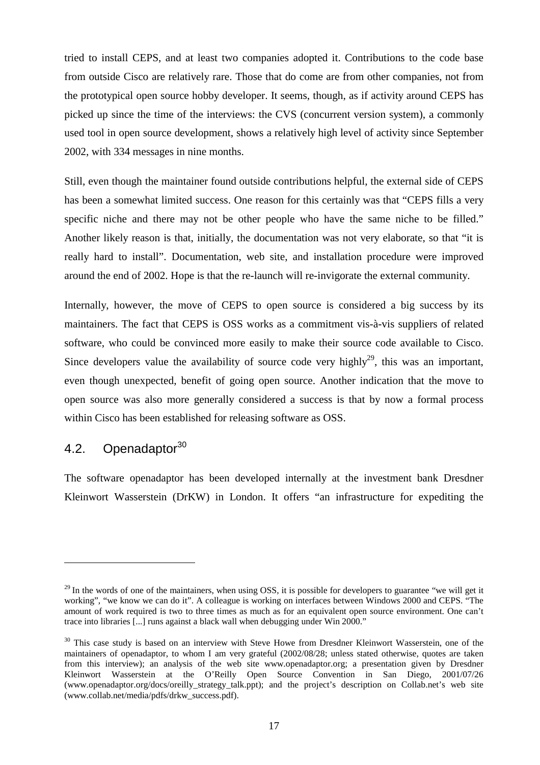tried to install CEPS, and at least two companies adopted it. Contributions to the code base from outside Cisco are relatively rare. Those that do come are from other companies, not from the prototypical open source hobby developer. It seems, though, as if activity around CEPS has picked up since the time of the interviews: the CVS (concurrent version system), a commonly used tool in open source development, shows a relatively high level of activity since September 2002, with 334 messages in nine months.

Still, even though the maintainer found outside contributions helpful, the external side of CEPS has been a somewhat limited success. One reason for this certainly was that "CEPS fills a very specific niche and there may not be other people who have the same niche to be filled." Another likely reason is that, initially, the documentation was not very elaborate, so that "it is really hard to install". Documentation, web site, and installation procedure were improved around the end of 2002. Hope is that the re-launch will re-invigorate the external community.

Internally, however, the move of CEPS to open source is considered a big success by its maintainers. The fact that CEPS is OSS works as a commitment vis-à-vis suppliers of related software, who could be convinced more easily to make their source code available to Cisco. Since developers value the availability of source code very highly[29], this was an important, even though unexpected, benefit of going open source. Another indication that the move to open source was also more generally considered a success is that by now a formal process within Cisco has been established for releasing software as OSS.

## 4.2. Openadaptor[30]

The software openadaptor has been developed internally at the investment bank Dresdner Kleinwort Wasserstein (DrKW) in London. It offers "an infrastructure for expediting the

---

[29] In the words of one of the maintainers, when using OSS, it is possible for developers to guarantee "we will get it working", "we know we can do it". A colleague is working on interfaces between Windows 2000 and CEPS. "The amount of work required is two to three times as much as for an equivalent open source environment. One can't trace into libraries [...] runs against a black wall when debugging under Win 2000."

[30] This case study is based on an interview with Steve Howe from Dresdner Kleinwort Wasserstein, one of the maintainers of openadaptor, to whom I am very grateful (2002/08/28; unless stated otherwise, quotes are taken from this interview); an analysis of the web site www.openadaptor.org; a presentation given by Dresdner Kleinwort Wasserstein at the O'Reilly Open Source Convention in San Diego, 2001/07/26 (www.openadaptor.org/docs/oreilly_strategy_talk.ppt); and the project's description on Collab.net's web site (www.collab.net/media/pdfs/drkw_success.pdf).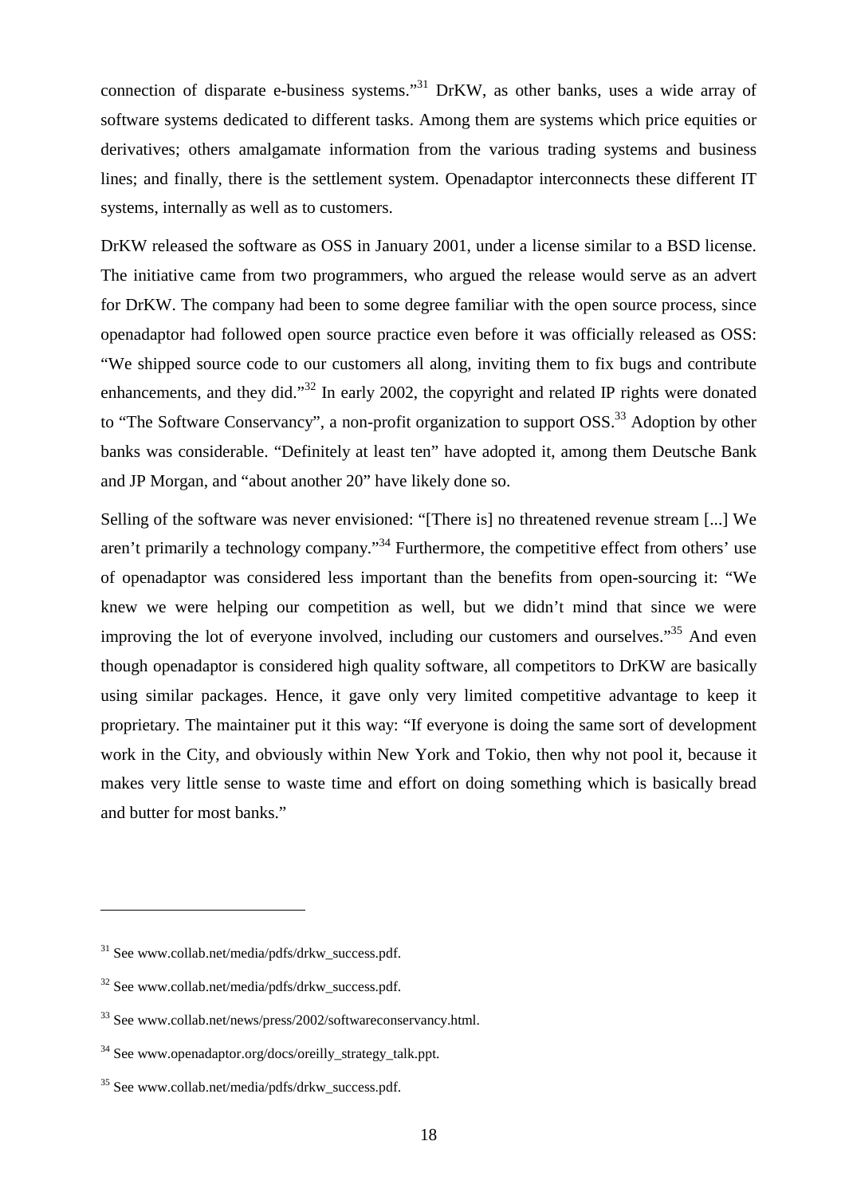connection of disparate e-business systems."[31] DrKW, as other banks, uses a wide array of software systems dedicated to different tasks. Among them are systems which price equities or derivatives; others amalgamate information from the various trading systems and business lines; and finally, there is the settlement system. Openadaptor interconnects these different IT systems, internally as well as to customers.

DrKW released the software as OSS in January 2001, under a license similar to a BSD license. The initiative came from two programmers, who argued the release would serve as an advert for DrKW. The company had been to some degree familiar with the open source process, since openadaptor had followed open source practice even before it was officially released as OSS: "We shipped source code to our customers all along, inviting them to fix bugs and contribute enhancements, and they did."[32] In early 2002, the copyright and related IP rights were donated to "The Software Conservancy", a non-profit organization to support OSS.[33] Adoption by other banks was considerable. "Definitely at least ten" have adopted it, among them Deutsche Bank and JP Morgan, and "about another 20" have likely done so.

Selling of the software was never envisioned: "[There is] no threatened revenue stream [...] We aren't primarily a technology company."[34] Furthermore, the competitive effect from others' use of openadaptor was considered less important than the benefits from open-sourcing it: "We knew we were helping our competition as well, but we didn't mind that since we were improving the lot of everyone involved, including our customers and ourselves."[35] And even though openadaptor is considered high quality software, all competitors to DrKW are basically using similar packages. Hence, it gave only very limited competitive advantage to keep it proprietary. The maintainer put it this way: "If everyone is doing the same sort of development work in the City, and obviously within New York and Tokio, then why not pool it, because it makes very little sense to waste time and effort on doing something which is basically bread and butter for most banks."

---

[31] See www.collab.net/media/pdfs/drkw_success.pdf.

[32] See www.collab.net/media/pdfs/drkw_success.pdf.

[33] See www.collab.net/news/press/2002/softwareconservancy.html.

[34] See www.openadaptor.org/docs/oreilly_strategy_talk.ppt.

[35] See www.collab.net/media/pdfs/drkw_success.pdf.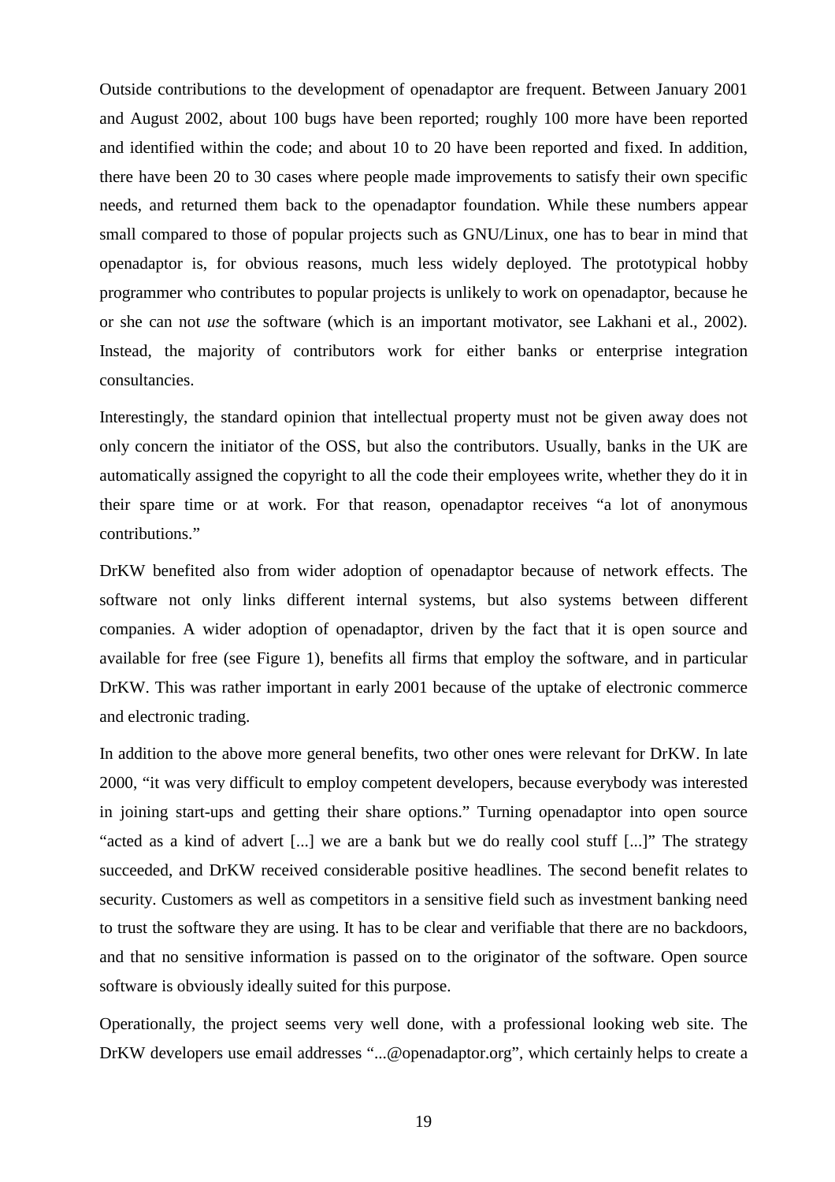Outside contributions to the development of openadaptor are frequent. Between January 2001 and August 2002, about 100 bugs have been reported; roughly 100 more have been reported and identified within the code; and about 10 to 20 have been reported and fixed. In addition, there have been 20 to 30 cases where people made improvements to satisfy their own specific needs, and returned them back to the openadaptor foundation. While these numbers appear small compared to those of popular projects such as GNU/Linux, one has to bear in mind that openadaptor is, for obvious reasons, much less widely deployed. The prototypical hobby programmer who contributes to popular projects is unlikely to work on openadaptor, because he or she can not *use* the software (which is an important motivator, see Lakhani et al., 2002). Instead, the majority of contributors work for either banks or enterprise integration consultancies.

Interestingly, the standard opinion that intellectual property must not be given away does not only concern the initiator of the OSS, but also the contributors. Usually, banks in the UK are automatically assigned the copyright to all the code their employees write, whether they do it in their spare time or at work. For that reason, openadaptor receives "a lot of anonymous contributions."

DrKW benefited also from wider adoption of openadaptor because of network effects. The software not only links different internal systems, but also systems between different companies. A wider adoption of openadaptor, driven by the fact that it is open source and available for free (see Figure 1), benefits all firms that employ the software, and in particular DrKW. This was rather important in early 2001 because of the uptake of electronic commerce and electronic trading.

In addition to the above more general benefits, two other ones were relevant for DrKW. In late 2000, "it was very difficult to employ competent developers, because everybody was interested in joining start-ups and getting their share options." Turning openadaptor into open source "acted as a kind of advert [...] we are a bank but we do really cool stuff [...]" The strategy succeeded, and DrKW received considerable positive headlines. The second benefit relates to security. Customers as well as competitors in a sensitive field such as investment banking need to trust the software they are using. It has to be clear and verifiable that there are no backdoors, and that no sensitive information is passed on to the originator of the software. Open source software is obviously ideally suited for this purpose.

Operationally, the project seems very well done, with a professional looking web site. The DrKW developers use email addresses "...@openadaptor.org", which certainly helps to create a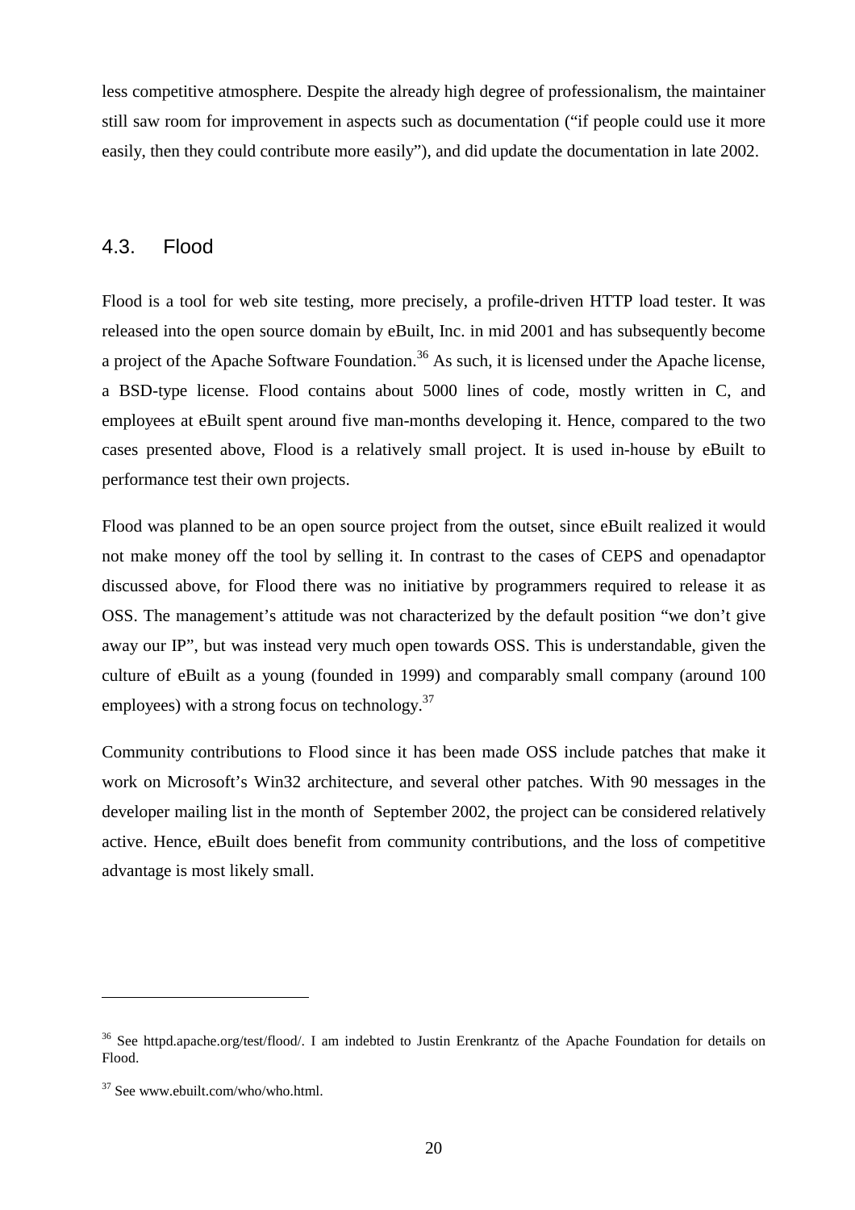less competitive atmosphere. Despite the already high degree of professionalism, the maintainer still saw room for improvement in aspects such as documentation ("if people could use it more easily, then they could contribute more easily"), and did update the documentation in late 2002.

## 4.3. Flood

Flood is a tool for web site testing, more precisely, a profile-driven HTTP load tester. It was released into the open source domain by eBuilt, Inc. in mid 2001 and has subsequently become a project of the Apache Software Foundation.[36] As such, it is licensed under the Apache license, a BSD-type license. Flood contains about 5000 lines of code, mostly written in C, and employees at eBuilt spent around five man-months developing it. Hence, compared to the two cases presented above, Flood is a relatively small project. It is used in-house by eBuilt to performance test their own projects.

Flood was planned to be an open source project from the outset, since eBuilt realized it would not make money off the tool by selling it. In contrast to the cases of CEPS and openadaptor discussed above, for Flood there was no initiative by programmers required to release it as OSS. The management's attitude was not characterized by the default position "we don't give away our IP", but was instead very much open towards OSS. This is understandable, given the culture of eBuilt as a young (founded in 1999) and comparably small company (around 100 employees) with a strong focus on technology.[37]

Community contributions to Flood since it has been made OSS include patches that make it work on Microsoft's Win32 architecture, and several other patches. With 90 messages in the developer mailing list in the month of September 2002, the project can be considered relatively active. Hence, eBuilt does benefit from community contributions, and the loss of competitive advantage is most likely small.

---

[36] See httpd.apache.org/test/flood/. I am indebted to Justin Erenkrantz of the Apache Foundation for details on Flood.

[37] See www.ebuilt.com/who/who.html.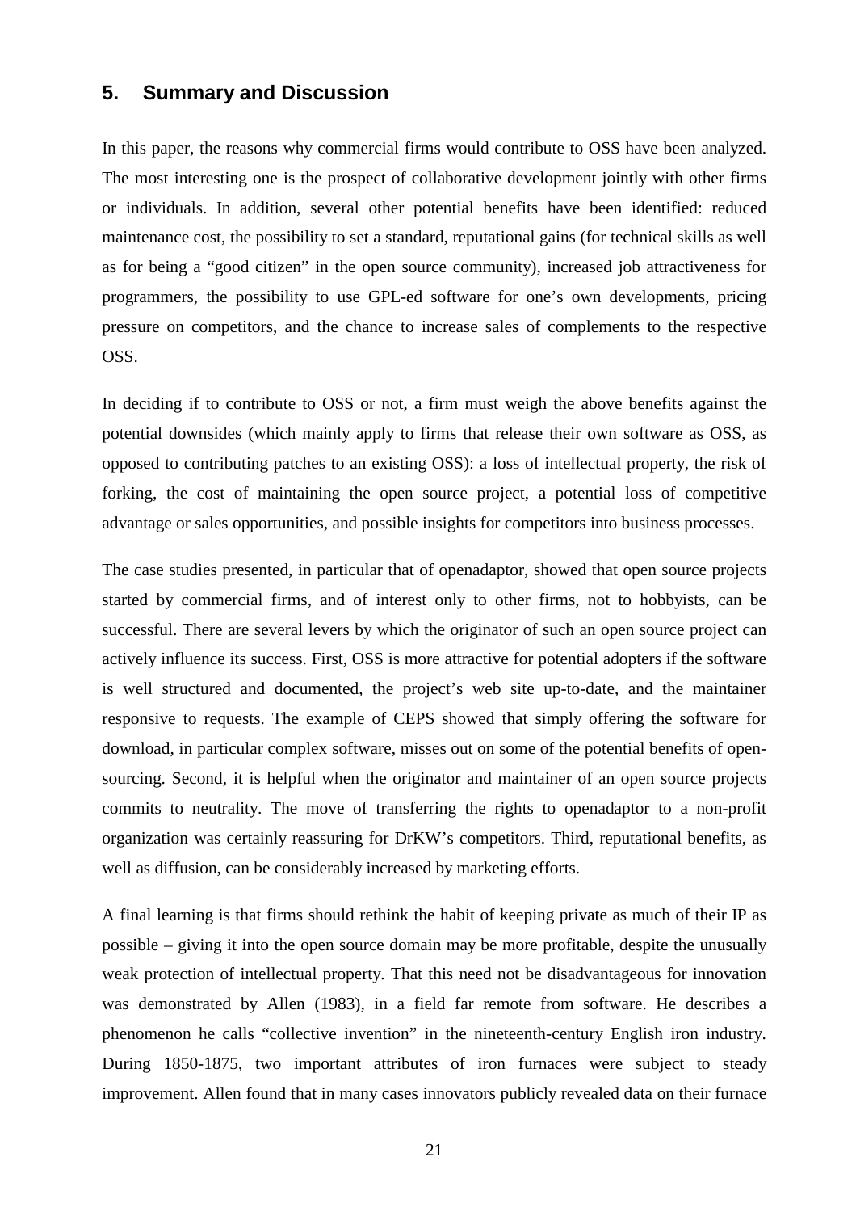## 5. Summary and Discussion

In this paper, the reasons why commercial firms would contribute to OSS have been analyzed. The most interesting one is the prospect of collaborative development jointly with other firms or individuals. In addition, several other potential benefits have been identified: reduced maintenance cost, the possibility to set a standard, reputational gains (for technical skills as well as for being a "good citizen" in the open source community), increased job attractiveness for programmers, the possibility to use GPL-ed software for one's own developments, pricing pressure on competitors, and the chance to increase sales of complements to the respective OSS.

In deciding if to contribute to OSS or not, a firm must weigh the above benefits against the potential downsides (which mainly apply to firms that release their own software as OSS, as opposed to contributing patches to an existing OSS): a loss of intellectual property, the risk of forking, the cost of maintaining the open source project, a potential loss of competitive advantage or sales opportunities, and possible insights for competitors into business processes.

The case studies presented, in particular that of openadaptor, showed that open source projects started by commercial firms, and of interest only to other firms, not to hobbyists, can be successful. There are several levers by which the originator of such an open source project can actively influence its success. First, OSS is more attractive for potential adopters if the software is well structured and documented, the project's web site up-to-date, and the maintainer responsive to requests. The example of CEPS showed that simply offering the software for download, in particular complex software, misses out on some of the potential benefits of open-sourcing. Second, it is helpful when the originator and maintainer of an open source projects commits to neutrality. The move of transferring the rights to openadaptor to a non-profit organization was certainly reassuring for DrKW's competitors. Third, reputational benefits, as well as diffusion, can be considerably increased by marketing efforts.

A final learning is that firms should rethink the habit of keeping private as much of their IP as possible – giving it into the open source domain may be more profitable, despite the unusually weak protection of intellectual property. That this need not be disadvantageous for innovation was demonstrated by Allen (1983), in a field far remote from software. He describes a phenomenon he calls "collective invention" in the nineteenth-century English iron industry. During 1850-1875, two important attributes of iron furnaces were subject to steady improvement. Allen found that in many cases innovators publicly revealed data on their furnace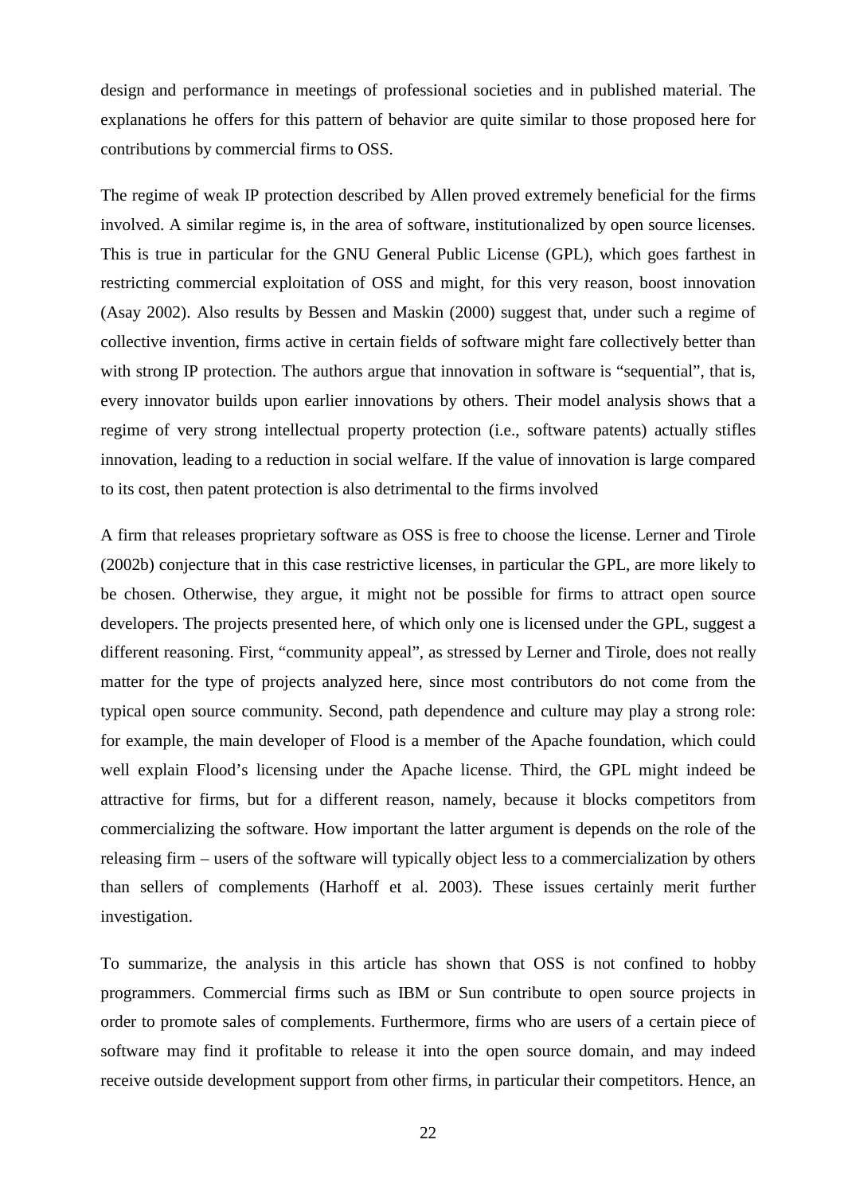design and performance in meetings of professional societies and in published material. The explanations he offers for this pattern of behavior are quite similar to those proposed here for contributions by commercial firms to OSS.

The regime of weak IP protection described by Allen proved extremely beneficial for the firms involved. A similar regime is, in the area of software, institutionalized by open source licenses. This is true in particular for the GNU General Public License (GPL), which goes farthest in restricting commercial exploitation of OSS and might, for this very reason, boost innovation (Asay 2002). Also results by Bessen and Maskin (2000) suggest that, under such a regime of collective invention, firms active in certain fields of software might fare collectively better than with strong IP protection. The authors argue that innovation in software is "sequential", that is, every innovator builds upon earlier innovations by others. Their model analysis shows that a regime of very strong intellectual property protection (i.e., software patents) actually stifles innovation, leading to a reduction in social welfare. If the value of innovation is large compared to its cost, then patent protection is also detrimental to the firms involved

A firm that releases proprietary software as OSS is free to choose the license. Lerner and Tirole (2002b) conjecture that in this case restrictive licenses, in particular the GPL, are more likely to be chosen. Otherwise, they argue, it might not be possible for firms to attract open source developers. The projects presented here, of which only one is licensed under the GPL, suggest a different reasoning. First, "community appeal", as stressed by Lerner and Tirole, does not really matter for the type of projects analyzed here, since most contributors do not come from the typical open source community. Second, path dependence and culture may play a strong role: for example, the main developer of Flood is a member of the Apache foundation, which could well explain Flood's licensing under the Apache license. Third, the GPL might indeed be attractive for firms, but for a different reason, namely, because it blocks competitors from commercializing the software. How important the latter argument is depends on the role of the releasing firm – users of the software will typically object less to a commercialization by others than sellers of complements (Harhoff et al. 2003). These issues certainly merit further investigation.

To summarize, the analysis in this article has shown that OSS is not confined to hobby programmers. Commercial firms such as IBM or Sun contribute to open source projects in order to promote sales of complements. Furthermore, firms who are users of a certain piece of software may find it profitable to release it into the open source domain, and may indeed receive outside development support from other firms, in particular their competitors. Hence, an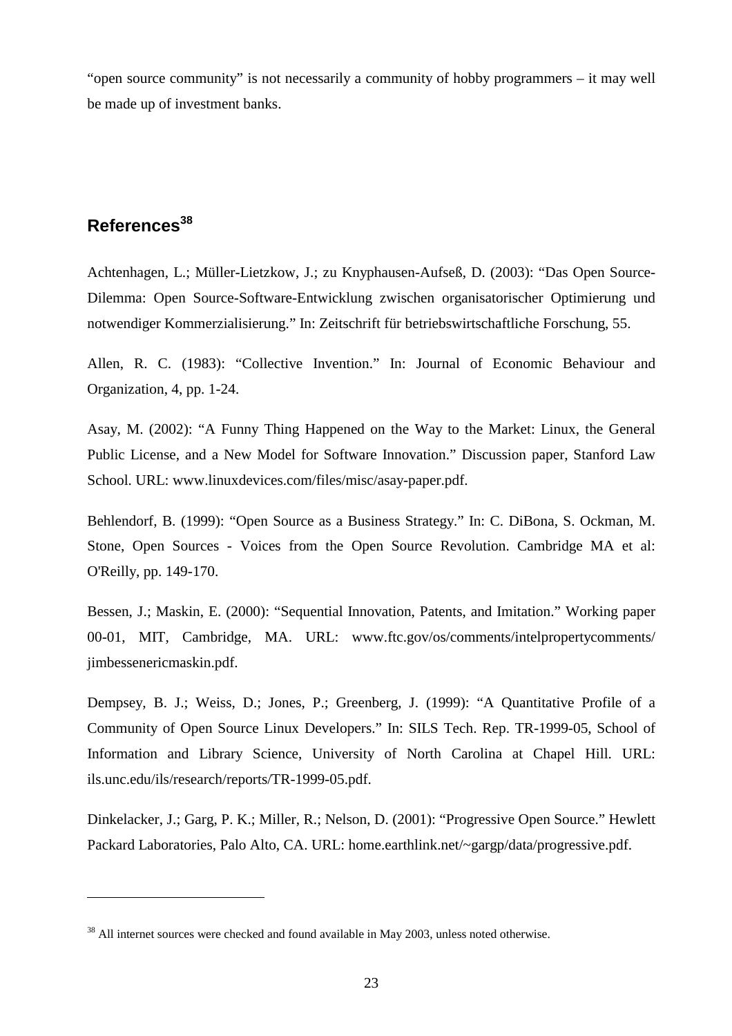"open source community" is not necessarily a community of hobby programmers – it may well be made up of investment banks.

## References[38]

Achtenhagen, L.; Müller-Lietzkow, J.; zu Knyphausen-Aufseß, D. (2003): "Das Open Source-Dilemma: Open Source-Software-Entwicklung zwischen organisatorischer Optimierung und notwendiger Kommerzialisierung." In: Zeitschrift für betriebswirtschaftliche Forschung, 55.

Allen, R. C. (1983): "Collective Invention." In: Journal of Economic Behaviour and Organization, 4, pp. 1-24.

Asay, M. (2002): "A Funny Thing Happened on the Way to the Market: Linux, the General Public License, and a New Model for Software Innovation." Discussion paper, Stanford Law School. URL: www.linuxdevices.com/files/misc/asay-paper.pdf.

Behlendorf, B. (1999): "Open Source as a Business Strategy." In: C. DiBona, S. Ockman, M. Stone, Open Sources - Voices from the Open Source Revolution. Cambridge MA et al: O'Reilly, pp. 149-170.

Bessen, J.; Maskin, E. (2000): "Sequential Innovation, Patents, and Imitation." Working paper 00-01, MIT, Cambridge, MA. URL: www.ftc.gov/os/comments/intelpropertycomments/ jimbessenericmaskin.pdf.

Dempsey, B. J.; Weiss, D.; Jones, P.; Greenberg, J. (1999): "A Quantitative Profile of a Community of Open Source Linux Developers." In: SILS Tech. Rep. TR-1999-05, School of Information and Library Science, University of North Carolina at Chapel Hill. URL: ils.unc.edu/ils/research/reports/TR-1999-05.pdf.

Dinkelacker, J.; Garg, P. K.; Miller, R.; Nelson, D. (2001): "Progressive Open Source." Hewlett Packard Laboratories, Palo Alto, CA. URL: home.earthlink.net/~gargp/data/progressive.pdf.

---

[38] All internet sources were checked and found available in May 2003, unless noted otherwise.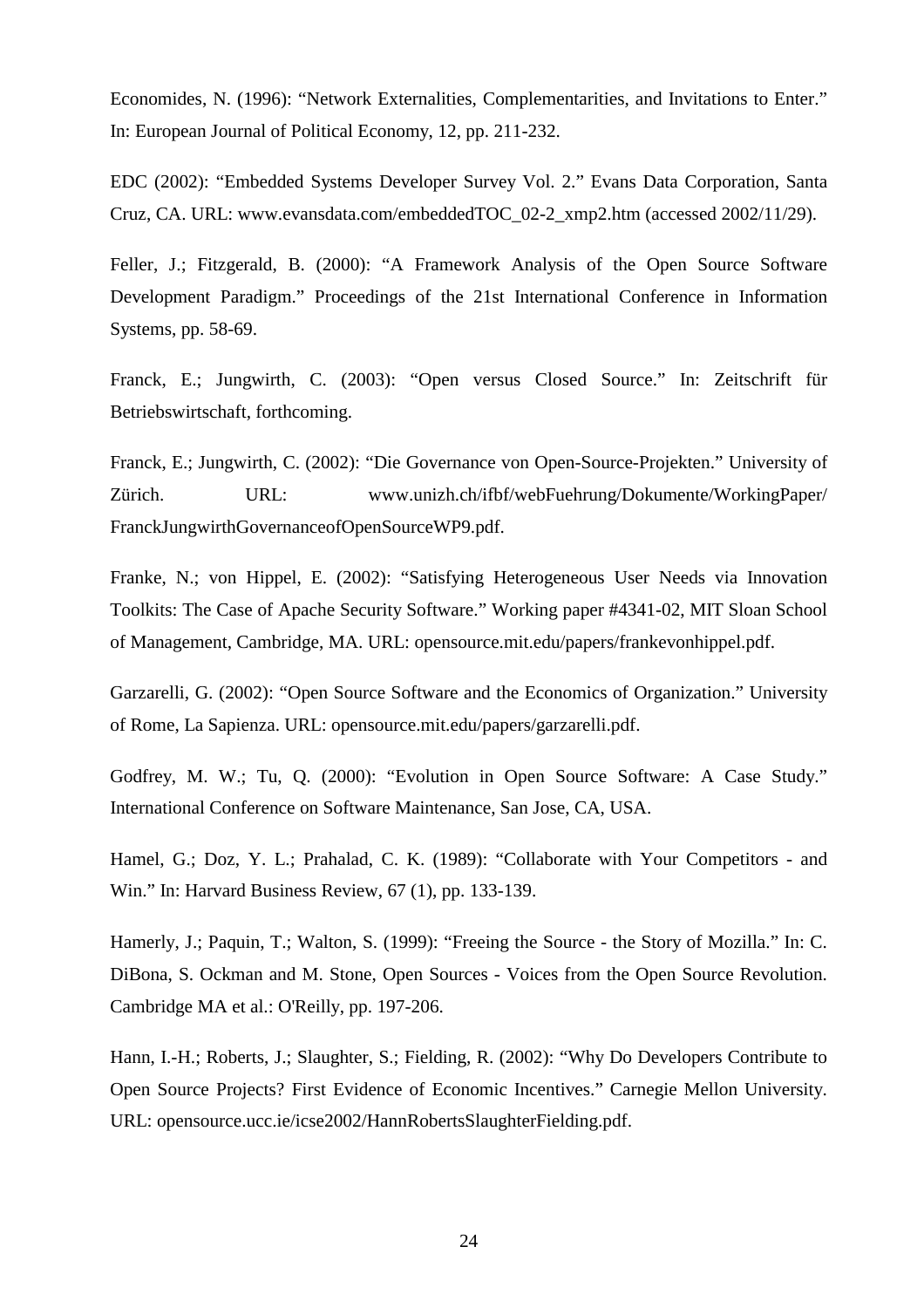Economides, N. (1996): "Network Externalities, Complementarities, and Invitations to Enter." In: European Journal of Political Economy, 12, pp. 211-232.

EDC (2002): "Embedded Systems Developer Survey Vol. 2." Evans Data Corporation, Santa Cruz, CA. URL: www.evansdata.com/embeddedTOC_02-2_xmp2.htm (accessed 2002/11/29).

Feller, J.; Fitzgerald, B. (2000): "A Framework Analysis of the Open Source Software Development Paradigm." Proceedings of the 21st International Conference in Information Systems, pp. 58-69.

Franck, E.; Jungwirth, C. (2003): "Open versus Closed Source." In: Zeitschrift für Betriebswirtschaft, forthcoming.

Franck, E.; Jungwirth, C. (2002): "Die Governance von Open-Source-Projekten." University of Zürich. URL: www.unizh.ch/ifbf/webFuehrung/Dokumente/WorkingPaper/FranckJungwirthGovernanceofOpenSourceWP9.pdf.

Franke, N.; von Hippel, E. (2002): "Satisfying Heterogeneous User Needs via Innovation Toolkits: The Case of Apache Security Software." Working paper #4341-02, MIT Sloan School of Management, Cambridge, MA. URL: opensource.mit.edu/papers/frankevonhippel.pdf.

Garzarelli, G. (2002): "Open Source Software and the Economics of Organization." University of Rome, La Sapienza. URL: opensource.mit.edu/papers/garzarelli.pdf.

Godfrey, M. W.; Tu, Q. (2000): "Evolution in Open Source Software: A Case Study." International Conference on Software Maintenance, San Jose, CA, USA.

Hamel, G.; Doz, Y. L.; Prahalad, C. K. (1989): "Collaborate with Your Competitors - and Win." In: Harvard Business Review, 67 (1), pp. 133-139.

Hamerly, J.; Paquin, T.; Walton, S. (1999): "Freeing the Source - the Story of Mozilla." In: C. DiBona, S. Ockman and M. Stone, Open Sources - Voices from the Open Source Revolution. Cambridge MA et al.: O'Reilly, pp. 197-206.

Hann, I.-H.; Roberts, J.; Slaughter, S.; Fielding, R. (2002): "Why Do Developers Contribute to Open Source Projects? First Evidence of Economic Incentives." Carnegie Mellon University. URL: opensource.ucc.ie/icse2002/HannRobertsSlaughterFielding.pdf.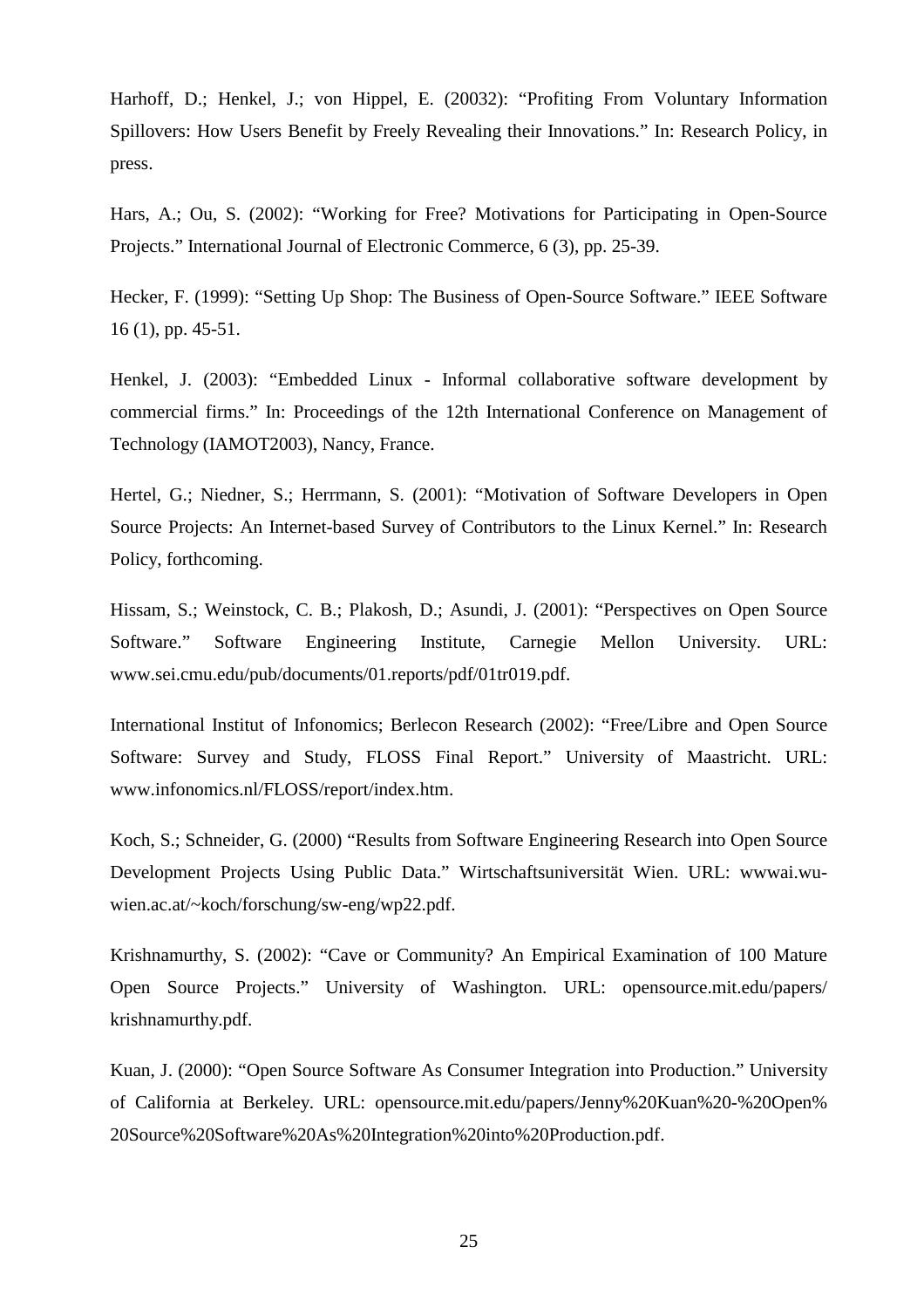Harhoff, D.; Henkel, J.; von Hippel, E. (20032): "Profiting From Voluntary Information Spillovers: How Users Benefit by Freely Revealing their Innovations." In: Research Policy, in press.

Hars, A.; Ou, S. (2002): "Working for Free? Motivations for Participating in Open-Source Projects." International Journal of Electronic Commerce, 6 (3), pp. 25-39.

Hecker, F. (1999): "Setting Up Shop: The Business of Open-Source Software." IEEE Software 16 (1), pp. 45-51.

Henkel, J. (2003): "Embedded Linux - Informal collaborative software development by commercial firms." In: Proceedings of the 12th International Conference on Management of Technology (IAMOT2003), Nancy, France.

Hertel, G.; Niedner, S.; Herrmann, S. (2001): "Motivation of Software Developers in Open Source Projects: An Internet-based Survey of Contributors to the Linux Kernel." In: Research Policy, forthcoming.

Hissam, S.; Weinstock, C. B.; Plakosh, D.; Asundi, J. (2001): "Perspectives on Open Source Software." Software Engineering Institute, Carnegie Mellon University. URL: www.sei.cmu.edu/pub/documents/01.reports/pdf/01tr019.pdf.

International Institut of Infonomics; Berlecon Research (2002): "Free/Libre and Open Source Software: Survey and Study, FLOSS Final Report." University of Maastricht. URL: www.infonomics.nl/FLOSS/report/index.htm.

Koch, S.; Schneider, G. (2000) "Results from Software Engineering Research into Open Source Development Projects Using Public Data." Wirtschaftsuniversität Wien. URL: wwwai.wu-wien.ac.at/~koch/forschung/sw-eng/wp22.pdf.

Krishnamurthy, S. (2002): "Cave or Community? An Empirical Examination of 100 Mature Open Source Projects." University of Washington. URL: opensource.mit.edu/papers/krishnamurthy.pdf.

Kuan, J. (2000): "Open Source Software As Consumer Integration into Production." University of California at Berkeley. URL: opensource.mit.edu/papers/Jenny%20Kuan%20-%20Open%20Source%20Software%20As%20Integration%20into%20Production.pdf.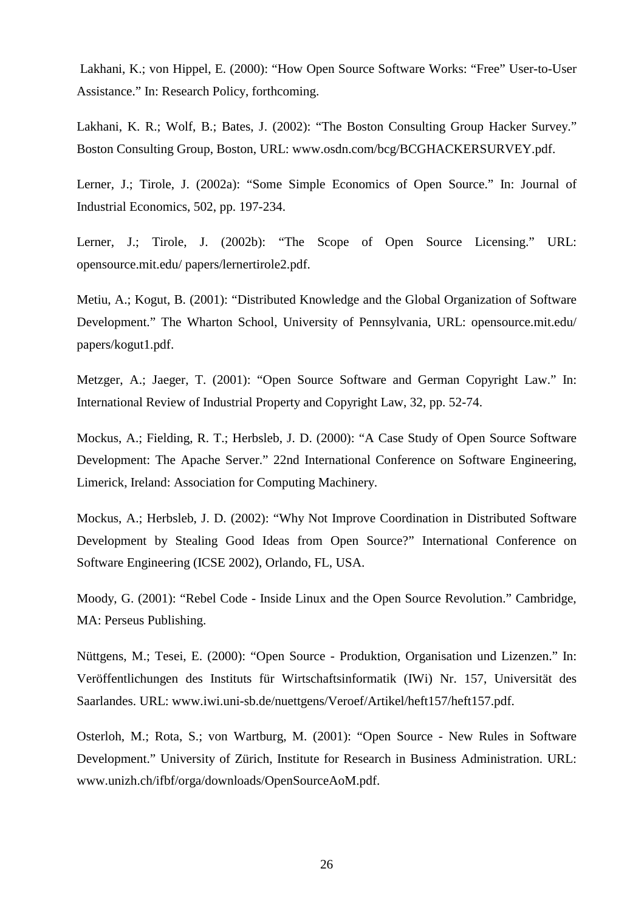Lakhani, K.; von Hippel, E. (2000): “How Open Source Software Works: “Free” User-to-User Assistance.” In: Research Policy, forthcoming.

Lakhani, K. R.; Wolf, B.; Bates, J. (2002): “The Boston Consulting Group Hacker Survey.” Boston Consulting Group, Boston, URL: www.osdn.com/bcg/BCGHACKERSURVEY.pdf.

Lerner, J.; Tirole, J. (2002a): “Some Simple Economics of Open Source.” In: Journal of Industrial Economics, 502, pp. 197-234.

Lerner, J.; Tirole, J. (2002b): “The Scope of Open Source Licensing.” URL: opensource.mit.edu/ papers/lernertirole2.pdf.

Metiu, A.; Kogut, B. (2001): “Distributed Knowledge and the Global Organization of Software Development.” The Wharton School, University of Pennsylvania, URL: opensource.mit.edu/ papers/kogut1.pdf.

Metzger, A.; Jaeger, T. (2001): “Open Source Software and German Copyright Law.” In: International Review of Industrial Property and Copyright Law, 32, pp. 52-74.

Mockus, A.; Fielding, R. T.; Herbsleb, J. D. (2000): “A Case Study of Open Source Software Development: The Apache Server.” 22nd International Conference on Software Engineering, Limerick, Ireland: Association for Computing Machinery.

Mockus, A.; Herbsleb, J. D. (2002): “Why Not Improve Coordination in Distributed Software Development by Stealing Good Ideas from Open Source?” International Conference on Software Engineering (ICSE 2002), Orlando, FL, USA.

Moody, G. (2001): “Rebel Code - Inside Linux and the Open Source Revolution.” Cambridge, MA: Perseus Publishing.

Nüttgens, M.; Tesei, E. (2000): “Open Source - Produktion, Organisation und Lizenzen.” In: Veröffentlichungen des Instituts für Wirtschaftsinformatik (IWi) Nr. 157, Universität des Saarlandes. URL: www.iwi.uni-sb.de/nuettgens/Veroef/Artikel/heft157/heft157.pdf.

Osterloh, M.; Rota, S.; von Wartburg, M. (2001): “Open Source - New Rules in Software Development.” University of Zürich, Institute for Research in Business Administration. URL: www.unizh.ch/ifbf/orga/downloads/OpenSourceAoM.pdf.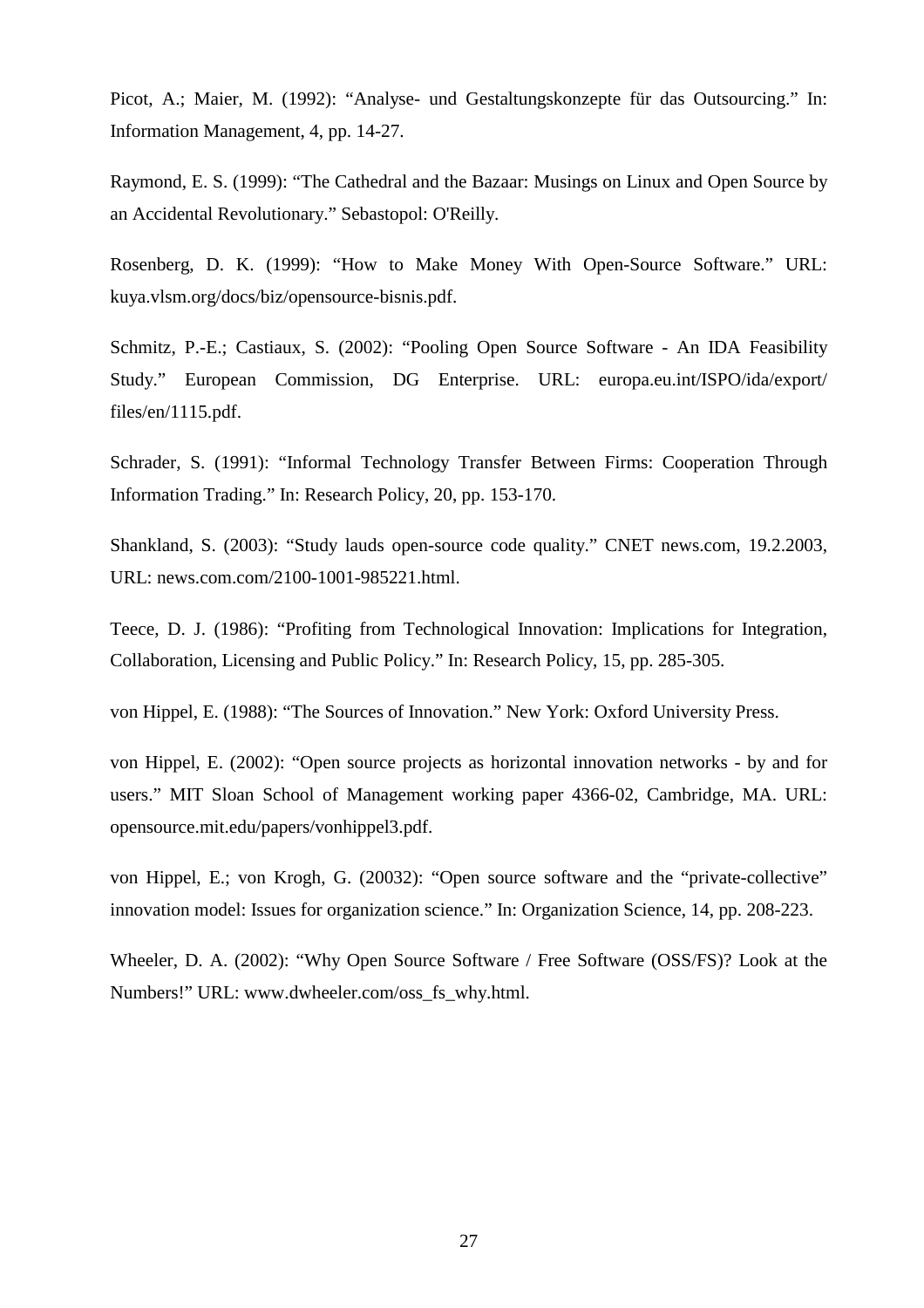Picot, A.; Maier, M. (1992): “Analyse- und Gestaltungskonzepte für das Outsourcing.” In: Information Management, 4, pp. 14-27.

Raymond, E. S. (1999): “The Cathedral and the Bazaar: Musings on Linux and Open Source by an Accidental Revolutionary.” Sebastopol: O'Reilly.

Rosenberg, D. K. (1999): “How to Make Money With Open-Source Software.” URL: kuya.vlsm.org/docs/biz/opensource-bisnis.pdf.

Schmitz, P.-E.; Castiaux, S. (2002): “Pooling Open Source Software - An IDA Feasibility Study.” European Commission, DG Enterprise. URL: europa.eu.int/ISPO/ida/export/files/en/1115.pdf.

Schrader, S. (1991): “Informal Technology Transfer Between Firms: Cooperation Through Information Trading.” In: Research Policy, 20, pp. 153-170.

Shankland, S. (2003): “Study lauds open-source code quality.” CNET news.com, 19.2.2003, URL: news.com.com/2100-1001-985221.html.

Teece, D. J. (1986): “Profiting from Technological Innovation: Implications for Integration, Collaboration, Licensing and Public Policy.” In: Research Policy, 15, pp. 285-305.

von Hippel, E. (1988): “The Sources of Innovation.” New York: Oxford University Press.

von Hippel, E. (2002): “Open source projects as horizontal innovation networks - by and for users.” MIT Sloan School of Management working paper 4366-02, Cambridge, MA. URL: opensource.mit.edu/papers/vonhippel3.pdf.

von Hippel, E.; von Krogh, G. (20032): “Open source software and the “private-collective” innovation model: Issues for organization science.” In: Organization Science, 14, pp. 208-223.

Wheeler, D. A. (2002): “Why Open Source Software / Free Software (OSS/FS)? Look at the Numbers!” URL: www.dwheeler.com/oss_fs_why.html.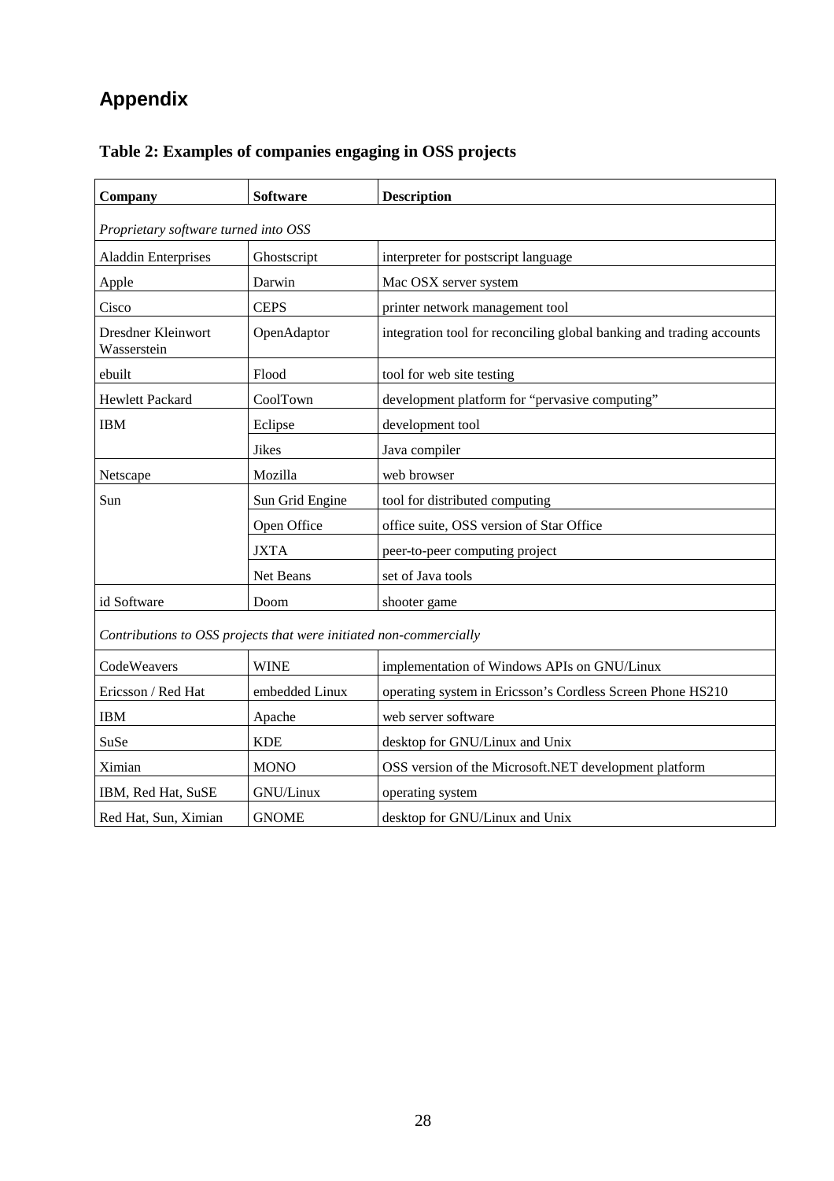# Appendix

### Table 2: Examples of companies engaging in OSS projects

| Company | Software | Description |
|---|---|---|
| *Proprietary software turned into OSS* | | |
| Aladdin Enterprises | Ghostscript | interpreter for postscript language |
| Apple | Darwin | Mac OSX server system |
| Cisco | CEPS | printer network management tool |
| Dresdner Kleinwort Wasserstein | OpenAdaptor | integration tool for reconciling global banking and trading accounts |
| ebuilt | Flood | tool for web site testing |
| Hewlett Packard | CoolTown | development platform for "pervasive computing" |
| IBM | Eclipse | development tool |
| | Jikes | Java compiler |
| Netscape | Mozilla | web browser |
| Sun | Sun Grid Engine | tool for distributed computing |
| | Open Office | office suite, OSS version of Star Office |
| | JXTA | peer-to-peer computing project |
| | Net Beans | set of Java tools |
| id Software | Doom | shooter game |
| *Contributions to OSS projects that were initiated non-commercially* | | |
| CodeWeavers | WINE | implementation of Windows APIs on GNU/Linux |
| Ericsson / Red Hat | embedded Linux | operating system in Ericsson's Cordless Screen Phone HS210 |
| IBM | Apache | web server software |
| SuSe | KDE | desktop for GNU/Linux and Unix |
| Ximian | MONO | OSS version of the Microsoft.NET development platform |
| IBM, Red Hat, SuSE | GNU/Linux | operating system |
| Red Hat, Sun, Ximian | GNOME | desktop for GNU/Linux and Unix |